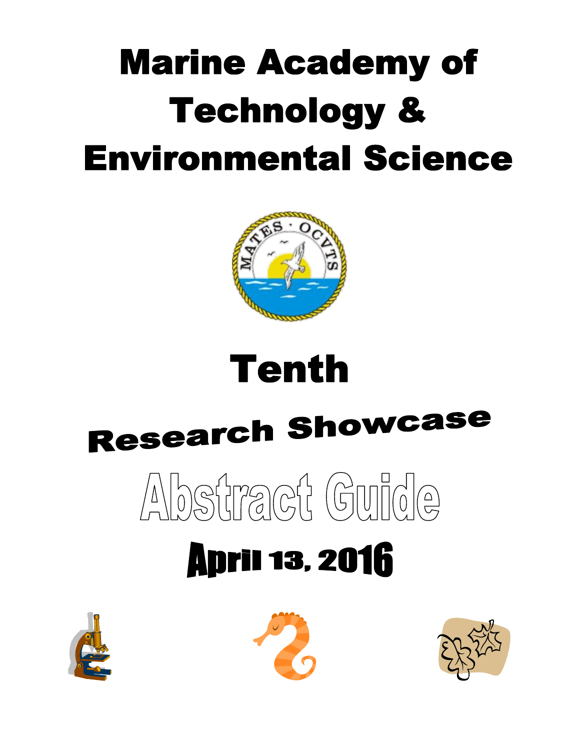# Marine Academy of Technology & Environmental Science

MATES · OCVTS

# Tenth

## Research Showcase

## Abstract Guide

## April 13, 2016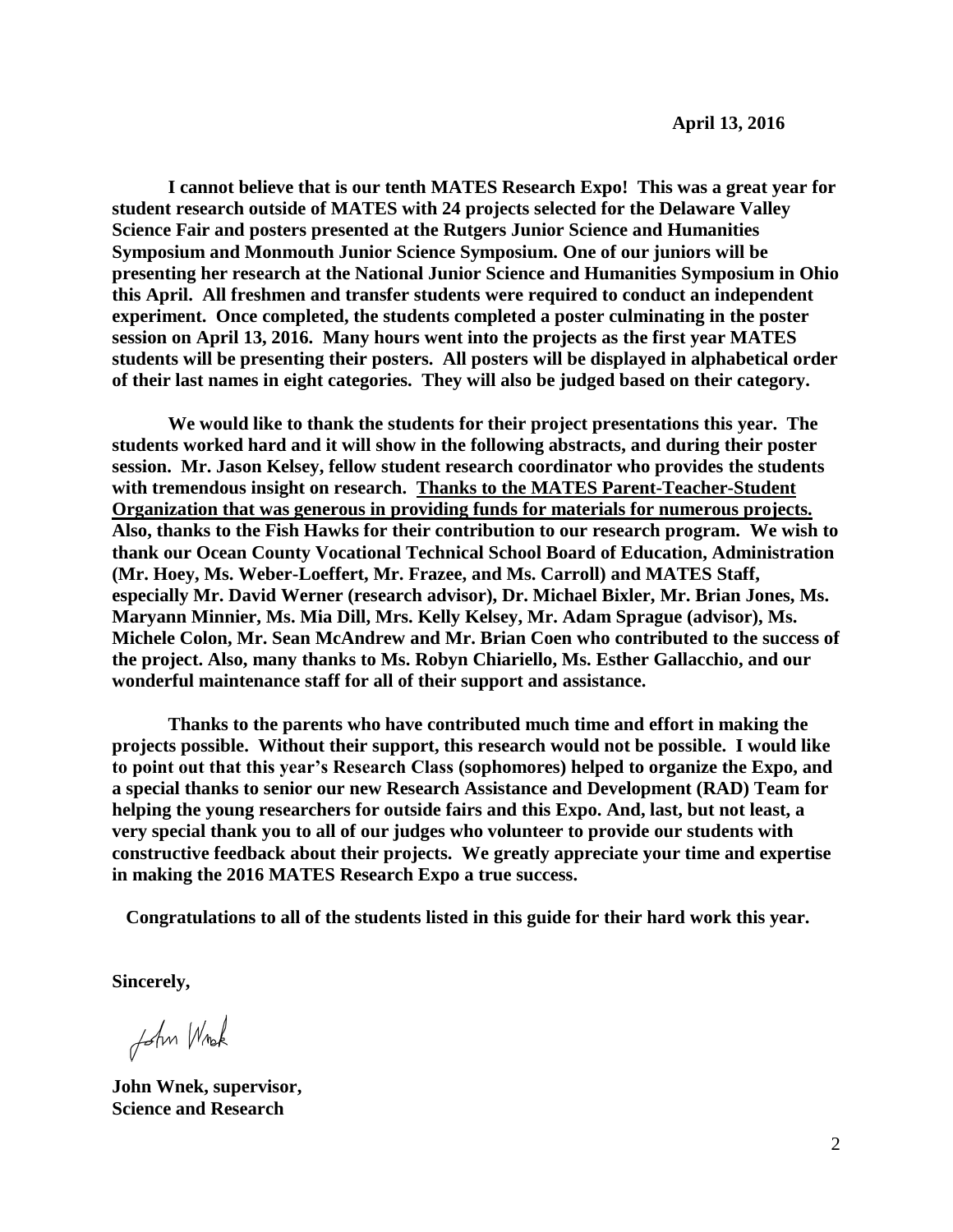**April 13, 2016**

**I cannot believe that is our tenth MATES Research Expo! This was a great year for student research outside of MATES with 24 projects selected for the Delaware Valley Science Fair and posters presented at the Rutgers Junior Science and Humanities Symposium and Monmouth Junior Science Symposium. One of our juniors will be presenting her research at the National Junior Science and Humanities Symposium in Ohio this April. All freshmen and transfer students were required to conduct an independent experiment. Once completed, the students completed a poster culminating in the poster session on April 13, 2016. Many hours went into the projects as the first year MATES students will be presenting their posters. All posters will be displayed in alphabetical order of their last names in eight categories. They will also be judged based on their category.**

**We would like to thank the students for their project presentations this year. The students worked hard and it will show in the following abstracts, and during their poster session. Mr. Jason Kelsey, fellow student research coordinator who provides the students with tremendous insight on research. <u>Thanks to the MATES Parent-Teacher-Student Organization that was generous in providing funds for materials for numerous projects.</u> Also, thanks to the Fish Hawks for their contribution to our research program. We wish to thank our Ocean County Vocational Technical School Board of Education, Administration (Mr. Hoey, Ms. Weber-Loeffert, Mr. Frazee, and Ms. Carroll) and MATES Staff, especially Mr. David Werner (research advisor), Dr. Michael Bixler, Mr. Brian Jones, Ms. Maryann Minnier, Ms. Mia Dill, Mrs. Kelly Kelsey, Mr. Adam Sprague (advisor), Ms. Michele Colon, Mr. Sean McAndrew and Mr. Brian Coen who contributed to the success of the project. Also, many thanks to Ms. Robyn Chiariello, Ms. Esther Gallacchio, and our wonderful maintenance staff for all of their support and assistance.**

**Thanks to the parents who have contributed much time and effort in making the projects possible. Without their support, this research would not be possible. I would like to point out that this year's Research Class (sophomores) helped to organize the Expo, and a special thanks to senior our new Research Assistance and Development (RAD) Team for helping the young researchers for outside fairs and this Expo. And, last, but not least, a very special thank you to all of our judges who volunteer to provide our students with constructive feedback about their projects. We greatly appreciate your time and expertise in making the 2016 MATES Research Expo a true success.**

**Congratulations to all of the students listed in this guide for their hard work this year.**

**Sincerely,**

John Wnek

**John Wnek, supervisor,**
**Science and Research**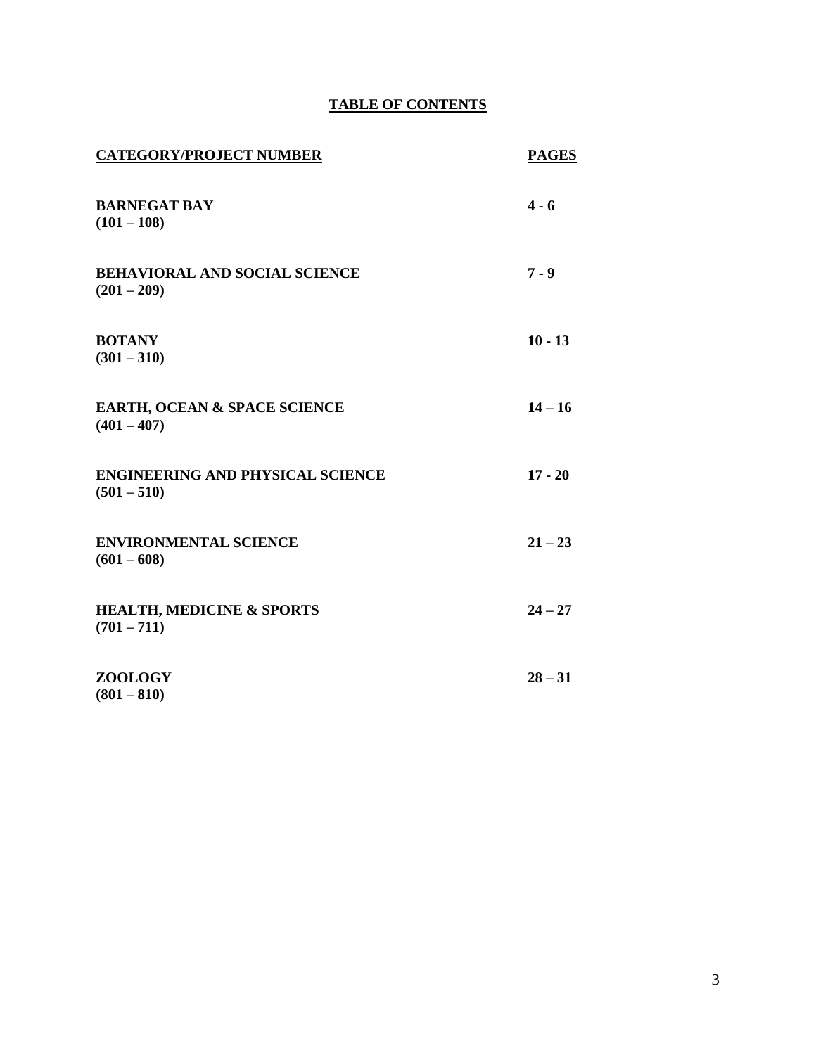# TABLE OF CONTENTS

| CATEGORY/PROJECT NUMBER | PAGES |
|---|---|
| **BARNEGAT BAY (101 – 108)** | **4 - 6** |
| **BEHAVIORAL AND SOCIAL SCIENCE (201 – 209)** | **7 - 9** |
| **BOTANY (301 – 310)** | **10 - 13** |
| **EARTH, OCEAN & SPACE SCIENCE (401 – 407)** | **14 – 16** |
| **ENGINEERING AND PHYSICAL SCIENCE (501 – 510)** | **17 - 20** |
| **ENVIRONMENTAL SCIENCE (601 – 608)** | **21 – 23** |
| **HEALTH, MEDICINE & SPORTS (701 – 711)** | **24 – 27** |
| **ZOOLOGY (801 – 810)** | **28 – 31** |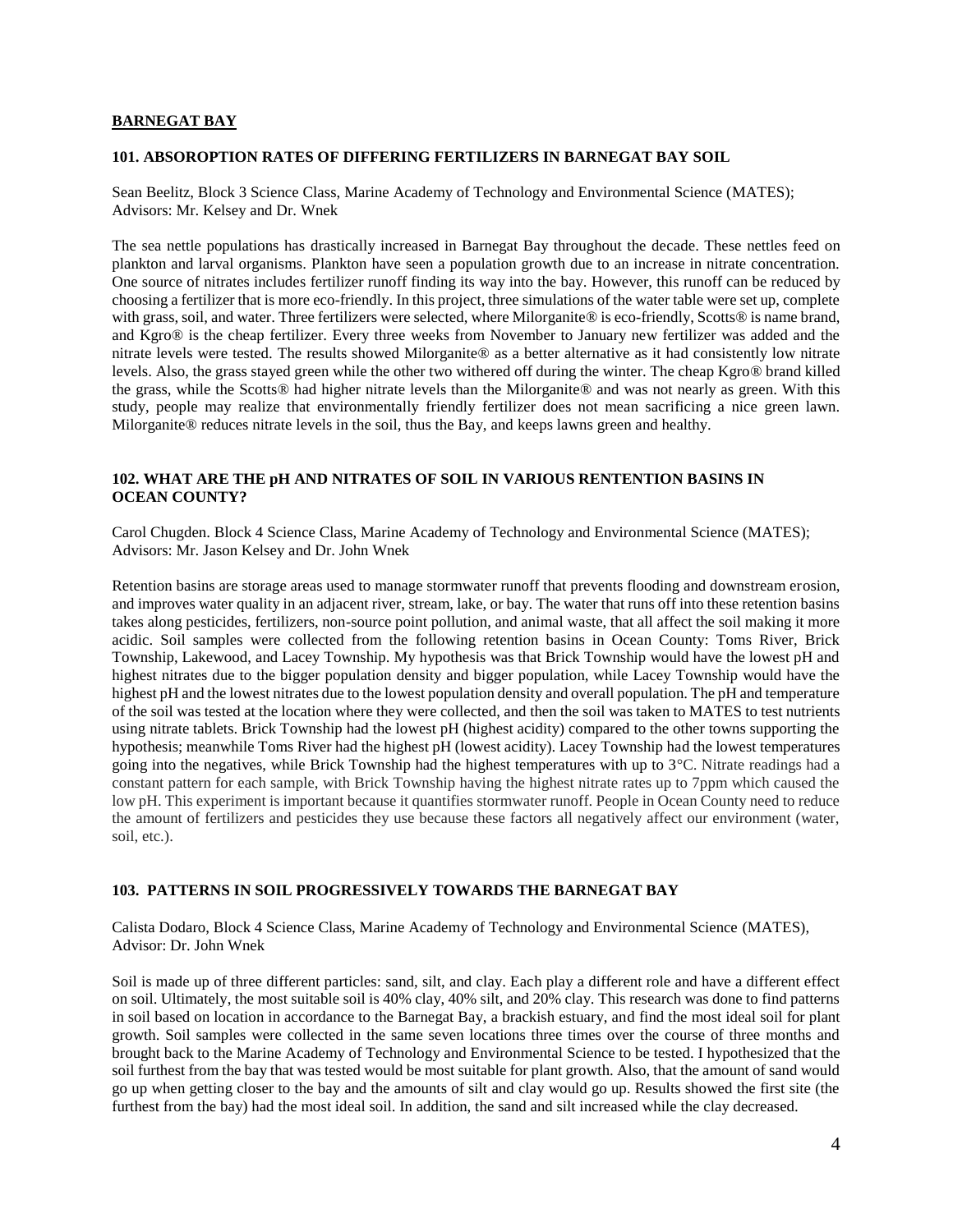## BARNEGAT BAY

### 101. ABSORPTION RATES OF DIFFERING FERTILIZERS IN BARNEGAT BAY SOIL

Sean Beelitz, Block 3 Science Class, Marine Academy of Technology and Environmental Science (MATES); Advisors: Mr. Kelsey and Dr. Wnek

The sea nettle populations has drastically increased in Barnegat Bay throughout the decade. These nettles feed on plankton and larval organisms. Plankton have seen a population growth due to an increase in nitrate concentration. One source of nitrates includes fertilizer runoff finding its way into the bay. However, this runoff can be reduced by choosing a fertilizer that is more eco-friendly. In this project, three simulations of the water table were set up, complete with grass, soil, and water. Three fertilizers were selected, where Milorganite® is eco-friendly, Scotts® is name brand, and Kgro® is the cheap fertilizer. Every three weeks from November to January new fertilizer was added and the nitrate levels were tested. The results showed Milorganite® as a better alternative as it had consistently low nitrate levels. Also, the grass stayed green while the other two withered off during the winter. The cheap Kgro® brand killed the grass, while the Scotts® had higher nitrate levels than the Milorganite® and was not nearly as green. With this study, people may realize that environmentally friendly fertilizer does not mean sacrificing a nice green lawn. Milorganite® reduces nitrate levels in the soil, thus the Bay, and keeps lawns green and healthy.

### 102. WHAT ARE THE pH AND NITRATES OF SOIL IN VARIOUS RENTENTION BASINS IN OCEAN COUNTY?

Carol Chugden. Block 4 Science Class, Marine Academy of Technology and Environmental Science (MATES); Advisors: Mr. Jason Kelsey and Dr. John Wnek

Retention basins are storage areas used to manage stormwater runoff that prevents flooding and downstream erosion, and improves water quality in an adjacent river, stream, lake, or bay. The water that runs off into these retention basins takes along pesticides, fertilizers, non-source point pollution, and animal waste, that all affect the soil making it more acidic. Soil samples were collected from the following retention basins in Ocean County: Toms River, Brick Township, Lakewood, and Lacey Township. My hypothesis was that Brick Township would have the lowest pH and highest nitrates due to the bigger population density and bigger population, while Lacey Township would have the highest pH and the lowest nitrates due to the lowest population density and overall population. The pH and temperature of the soil was tested at the location where they were collected, and then the soil was taken to MATES to test nutrients using nitrate tablets. Brick Township had the lowest pH (highest acidity) compared to the other towns supporting the hypothesis; meanwhile Toms River had the highest pH (lowest acidity). Lacey Township had the lowest temperatures going into the negatives, while Brick Township had the highest temperatures with up to 3°C. Nitrate readings had a constant pattern for each sample, with Brick Township having the highest nitrate rates up to 7ppm which caused the low pH. This experiment is important because it quantifies stormwater runoff. People in Ocean County need to reduce the amount of fertilizers and pesticides they use because these factors all negatively affect our environment (water, soil, etc.).

### 103. PATTERNS IN SOIL PROGRESSIVELY TOWARDS THE BARNEGAT BAY

Calista Dodaro, Block 4 Science Class, Marine Academy of Technology and Environmental Science (MATES), Advisor: Dr. John Wnek

Soil is made up of three different particles: sand, silt, and clay. Each play a different role and have a different effect on soil. Ultimately, the most suitable soil is 40% clay, 40% silt, and 20% clay. This research was done to find patterns in soil based on location in accordance to the Barnegat Bay, a brackish estuary, and find the most ideal soil for plant growth. Soil samples were collected in the same seven locations three times over the course of three months and brought back to the Marine Academy of Technology and Environmental Science to be tested. I hypothesized that the soil furthest from the bay that was tested would be most suitable for plant growth. Also, that the amount of sand would go up when getting closer to the bay and the amounts of silt and clay would go up. Results showed the first site (the furthest from the bay) had the most ideal soil. In addition, the sand and silt increased while the clay decreased.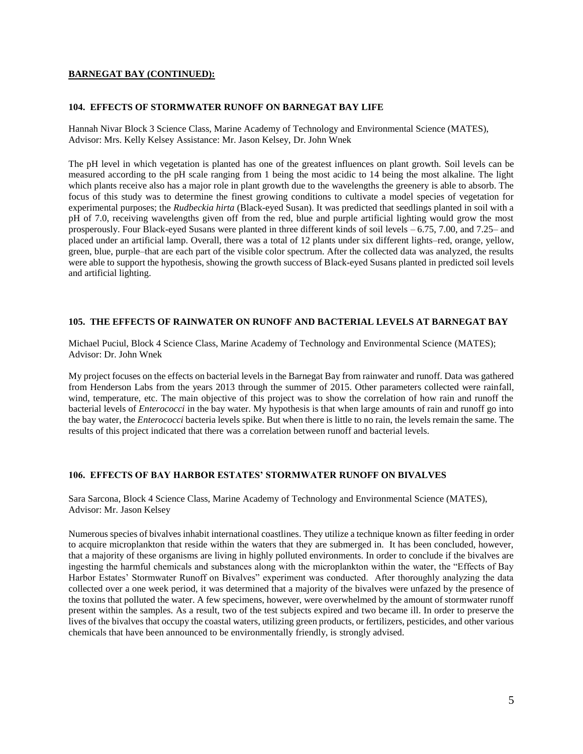**BARNEGAT BAY (CONTINUED):**

### 104. EFFECTS OF STORMWATER RUNOFF ON BARNEGAT BAY LIFE

Hannah Nivar Block 3 Science Class, Marine Academy of Technology and Environmental Science (MATES), Advisor: Mrs. Kelly Kelsey Assistance: Mr. Jason Kelsey, Dr. John Wnek

The pH level in which vegetation is planted has one of the greatest influences on plant growth. Soil levels can be measured according to the pH scale ranging from 1 being the most acidic to 14 being the most alkaline. The light which plants receive also has a major role in plant growth due to the wavelengths the greenery is able to absorb. The focus of this study was to determine the finest growing conditions to cultivate a model species of vegetation for experimental purposes; the *Rudbeckia hirta* (Black-eyed Susan). It was predicted that seedlings planted in soil with a pH of 7.0, receiving wavelengths given off from the red, blue and purple artificial lighting would grow the most prosperously. Four Black-eyed Susans were planted in three different kinds of soil levels – 6.75, 7.00, and 7.25– and placed under an artificial lamp. Overall, there was a total of 12 plants under six different lights–red, orange, yellow, green, blue, purple–that are each part of the visible color spectrum. After the collected data was analyzed, the results were able to support the hypothesis, showing the growth success of Black-eyed Susans planted in predicted soil levels and artificial lighting.

### 105. THE EFFECTS OF RAINWATER ON RUNOFF AND BACTERIAL LEVELS AT BARNEGAT BAY

Michael Puciul, Block 4 Science Class, Marine Academy of Technology and Environmental Science (MATES); Advisor: Dr. John Wnek

My project focuses on the effects on bacterial levels in the Barnegat Bay from rainwater and runoff. Data was gathered from Henderson Labs from the years 2013 through the summer of 2015. Other parameters collected were rainfall, wind, temperature, etc. The main objective of this project was to show the correlation of how rain and runoff the bacterial levels of *Enterococci* in the bay water. My hypothesis is that when large amounts of rain and runoff go into the bay water, the *Enterococci* bacteria levels spike. But when there is little to no rain, the levels remain the same. The results of this project indicated that there was a correlation between runoff and bacterial levels.

### 106. EFFECTS OF BAY HARBOR ESTATES' STORMWATER RUNOFF ON BIVALVES

Sara Sarcona, Block 4 Science Class, Marine Academy of Technology and Environmental Science (MATES), Advisor: Mr. Jason Kelsey

Numerous species of bivalves inhabit international coastlines. They utilize a technique known as filter feeding in order to acquire microplankton that reside within the waters that they are submerged in. It has been concluded, however, that a majority of these organisms are living in highly polluted environments. In order to conclude if the bivalves are ingesting the harmful chemicals and substances along with the microplankton within the water, the "Effects of Bay Harbor Estates' Stormwater Runoff on Bivalves" experiment was conducted. After thoroughly analyzing the data collected over a one week period, it was determined that a majority of the bivalves were unfazed by the presence of the toxins that polluted the water. A few specimens, however, were overwhelmed by the amount of stormwater runoff present within the samples. As a result, two of the test subjects expired and two became ill. In order to preserve the lives of the bivalves that occupy the coastal waters, utilizing green products, or fertilizers, pesticides, and other various chemicals that have been announced to be environmentally friendly, is strongly advised.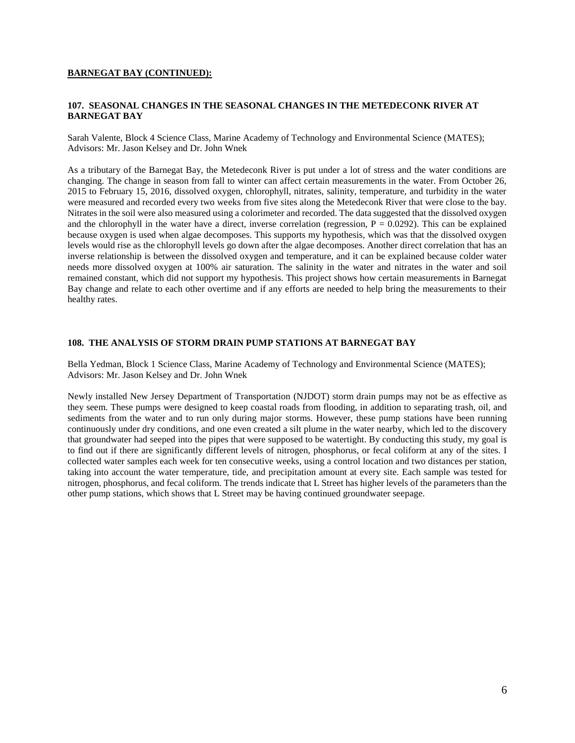**BARNEGAT BAY (CONTINUED):**

### 107. SEASONAL CHANGES IN THE SEASONAL CHANGES IN THE METEDECONK RIVER AT BARNEGAT BAY

Sarah Valente, Block 4 Science Class, Marine Academy of Technology and Environmental Science (MATES); Advisors: Mr. Jason Kelsey and Dr. John Wnek

As a tributary of the Barnegat Bay, the Metedeconk River is put under a lot of stress and the water conditions are changing. The change in season from fall to winter can affect certain measurements in the water. From October 26, 2015 to February 15, 2016, dissolved oxygen, chlorophyll, nitrates, salinity, temperature, and turbidity in the water were measured and recorded every two weeks from five sites along the Metedeconk River that were close to the bay. Nitrates in the soil were also measured using a colorimeter and recorded. The data suggested that the dissolved oxygen and the chlorophyll in the water have a direct, inverse correlation (regression, $P = 0.0292$). This can be explained because oxygen is used when algae decomposes. This supports my hypothesis, which was that the dissolved oxygen levels would rise as the chlorophyll levels go down after the algae decomposes. Another direct correlation that has an inverse relationship is between the dissolved oxygen and temperature, and it can be explained because colder water needs more dissolved oxygen at 100% air saturation. The salinity in the water and nitrates in the water and soil remained constant, which did not support my hypothesis. This project shows how certain measurements in Barnegat Bay change and relate to each other overtime and if any efforts are needed to help bring the measurements to their healthy rates.

### 108. THE ANALYSIS OF STORM DRAIN PUMP STATIONS AT BARNEGAT BAY

Bella Yedman, Block 1 Science Class, Marine Academy of Technology and Environmental Science (MATES); Advisors: Mr. Jason Kelsey and Dr. John Wnek

Newly installed New Jersey Department of Transportation (NJDOT) storm drain pumps may not be as effective as they seem. These pumps were designed to keep coastal roads from flooding, in addition to separating trash, oil, and sediments from the water and to run only during major storms. However, these pump stations have been running continuously under dry conditions, and one even created a silt plume in the water nearby, which led to the discovery that groundwater had seeped into the pipes that were supposed to be watertight. By conducting this study, my goal is to find out if there are significantly different levels of nitrogen, phosphorus, or fecal coliform at any of the sites. I collected water samples each week for ten consecutive weeks, using a control location and two distances per station, taking into account the water temperature, tide, and precipitation amount at every site. Each sample was tested for nitrogen, phosphorus, and fecal coliform. The trends indicate that L Street has higher levels of the parameters than the other pump stations, which shows that L Street may be having continued groundwater seepage.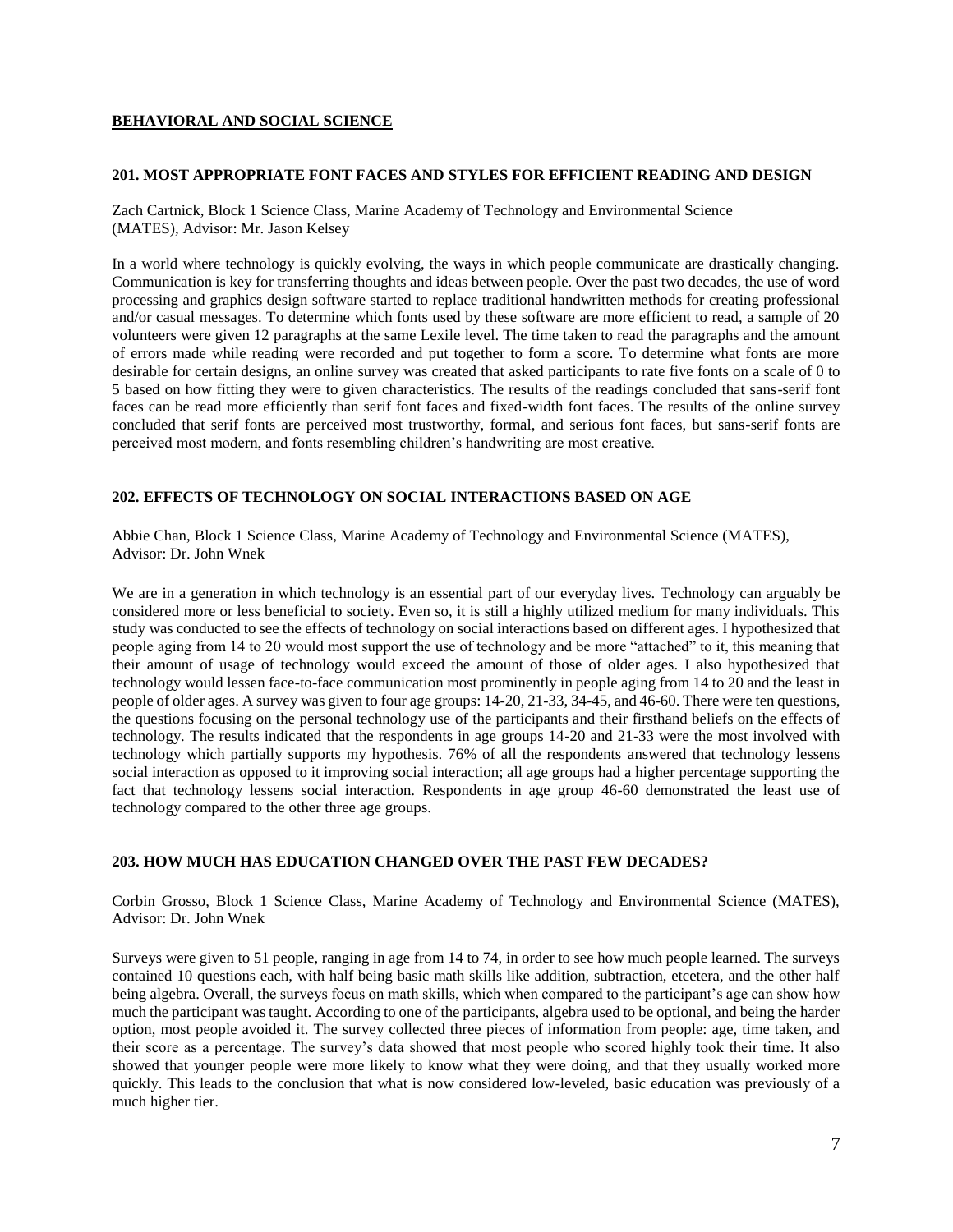## BEHAVIORAL AND SOCIAL SCIENCE

### 201. MOST APPROPRIATE FONT FACES AND STYLES FOR EFFICIENT READING AND DESIGN

Zach Cartnick, Block 1 Science Class, Marine Academy of Technology and Environmental Science (MATES), Advisor: Mr. Jason Kelsey

In a world where technology is quickly evolving, the ways in which people communicate are drastically changing. Communication is key for transferring thoughts and ideas between people. Over the past two decades, the use of word processing and graphics design software started to replace traditional handwritten methods for creating professional and/or casual messages. To determine which fonts used by these software are more efficient to read, a sample of 20 volunteers were given 12 paragraphs at the same Lexile level. The time taken to read the paragraphs and the amount of errors made while reading were recorded and put together to form a score. To determine what fonts are more desirable for certain designs, an online survey was created that asked participants to rate five fonts on a scale of 0 to 5 based on how fitting they were to given characteristics. The results of the readings concluded that sans-serif font faces can be read more efficiently than serif font faces and fixed-width font faces. The results of the online survey concluded that serif fonts are perceived most trustworthy, formal, and serious font faces, but sans-serif fonts are perceived most modern, and fonts resembling children's handwriting are most creative.

### 202. EFFECTS OF TECHNOLOGY ON SOCIAL INTERACTIONS BASED ON AGE

Abbie Chan, Block 1 Science Class, Marine Academy of Technology and Environmental Science (MATES), Advisor: Dr. John Wnek

We are in a generation in which technology is an essential part of our everyday lives. Technology can arguably be considered more or less beneficial to society. Even so, it is still a highly utilized medium for many individuals. This study was conducted to see the effects of technology on social interactions based on different ages. I hypothesized that people aging from 14 to 20 would most support the use of technology and be more "attached" to it, this meaning that their amount of usage of technology would exceed the amount of those of older ages. I also hypothesized that technology would lessen face-to-face communication most prominently in people aging from 14 to 20 and the least in people of older ages. A survey was given to four age groups: 14-20, 21-33, 34-45, and 46-60. There were ten questions, the questions focusing on the personal technology use of the participants and their firsthand beliefs on the effects of technology. The results indicated that the respondents in age groups 14-20 and 21-33 were the most involved with technology which partially supports my hypothesis. 76% of all the respondents answered that technology lessens social interaction as opposed to it improving social interaction; all age groups had a higher percentage supporting the fact that technology lessens social interaction. Respondents in age group 46-60 demonstrated the least use of technology compared to the other three age groups.

### 203. HOW MUCH HAS EDUCATION CHANGED OVER THE PAST FEW DECADES?

Corbin Grosso, Block 1 Science Class, Marine Academy of Technology and Environmental Science (MATES), Advisor: Dr. John Wnek

Surveys were given to 51 people, ranging in age from 14 to 74, in order to see how much people learned. The surveys contained 10 questions each, with half being basic math skills like addition, subtraction, etcetera, and the other half being algebra. Overall, the surveys focus on math skills, which when compared to the participant's age can show how much the participant was taught. According to one of the participants, algebra used to be optional, and being the harder option, most people avoided it. The survey collected three pieces of information from people: age, time taken, and their score as a percentage. The survey's data showed that most people who scored highly took their time. It also showed that younger people were more likely to know what they were doing, and that they usually worked more quickly. This leads to the conclusion that what is now considered low-leveled, basic education was previously of a much higher tier.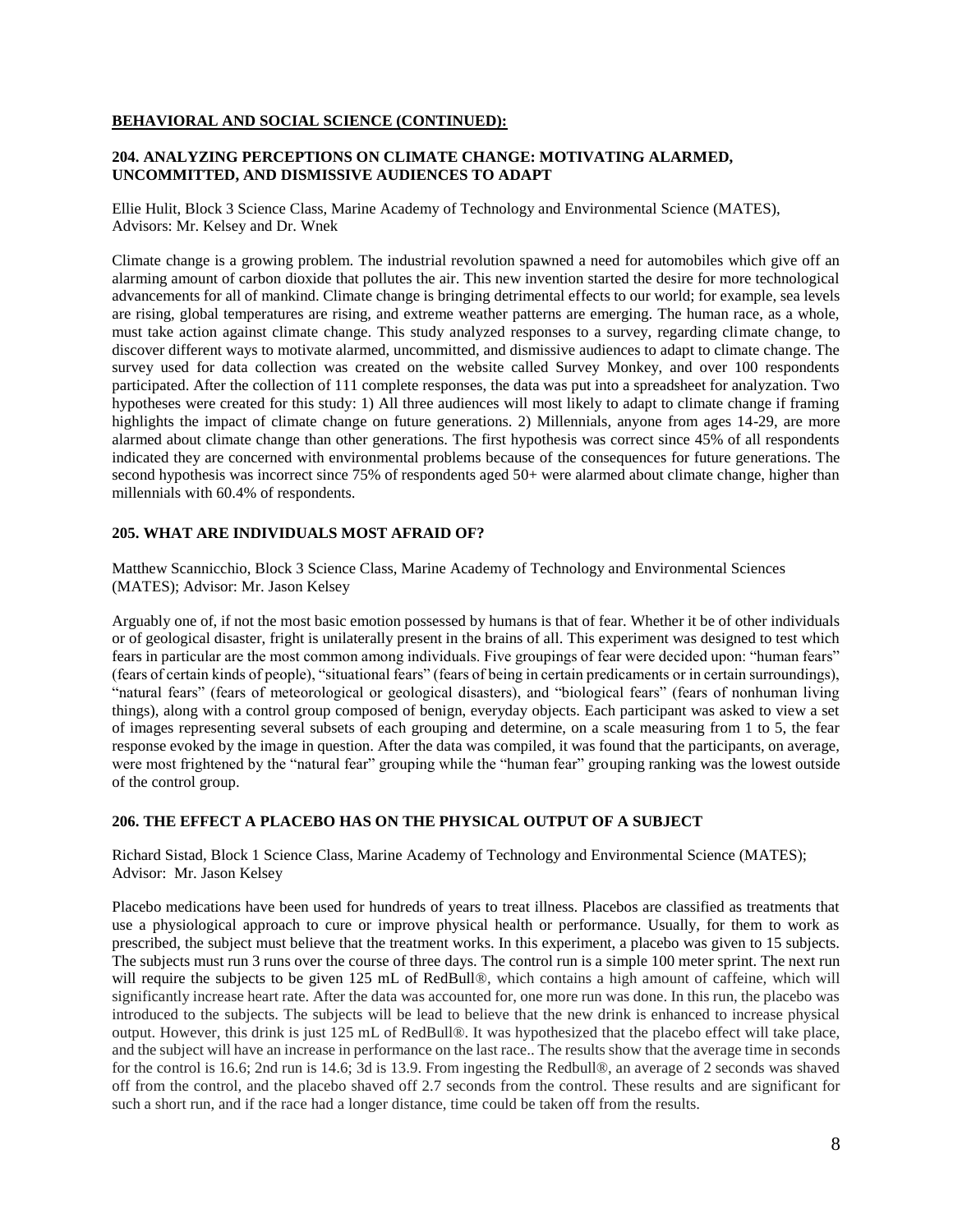**BEHAVIORAL AND SOCIAL SCIENCE (CONTINUED):**

### 204. ANALYZING PERCEPTIONS ON CLIMATE CHANGE: MOTIVATING ALARMED, UNCOMMITTED, AND DISMISSIVE AUDIENCES TO ADAPT

Ellie Hulit, Block 3 Science Class, Marine Academy of Technology and Environmental Science (MATES), Advisors: Mr. Kelsey and Dr. Wnek

Climate change is a growing problem. The industrial revolution spawned a need for automobiles which give off an alarming amount of carbon dioxide that pollutes the air. This new invention started the desire for more technological advancements for all of mankind. Climate change is bringing detrimental effects to our world; for example, sea levels are rising, global temperatures are rising, and extreme weather patterns are emerging. The human race, as a whole, must take action against climate change. This study analyzed responses to a survey, regarding climate change, to discover different ways to motivate alarmed, uncommitted, and dismissive audiences to adapt to climate change. The survey used for data collection was created on the website called Survey Monkey, and over 100 respondents participated. After the collection of 111 complete responses, the data was put into a spreadsheet for analyzation. Two hypotheses were created for this study: 1) All three audiences will most likely to adapt to climate change if framing highlights the impact of climate change on future generations. 2) Millennials, anyone from ages 14-29, are more alarmed about climate change than other generations. The first hypothesis was correct since 45% of all respondents indicated they are concerned with environmental problems because of the consequences for future generations. The second hypothesis was incorrect since 75% of respondents aged 50+ were alarmed about climate change, higher than millennials with 60.4% of respondents.

### 205. WHAT ARE INDIVIDUALS MOST AFRAID OF?

Matthew Scannicchio, Block 3 Science Class, Marine Academy of Technology and Environmental Sciences (MATES); Advisor: Mr. Jason Kelsey

Arguably one of, if not the most basic emotion possessed by humans is that of fear. Whether it be of other individuals or of geological disaster, fright is unilaterally present in the brains of all. This experiment was designed to test which fears in particular are the most common among individuals. Five groupings of fear were decided upon: "human fears" (fears of certain kinds of people), "situational fears" (fears of being in certain predicaments or in certain surroundings), "natural fears" (fears of meteorological or geological disasters), and "biological fears" (fears of nonhuman living things), along with a control group composed of benign, everyday objects. Each participant was asked to view a set of images representing several subsets of each grouping and determine, on a scale measuring from 1 to 5, the fear response evoked by the image in question. After the data was compiled, it was found that the participants, on average, were most frightened by the "natural fear" grouping while the "human fear" grouping ranking was the lowest outside of the control group.

### 206. THE EFFECT A PLACEBO HAS ON THE PHYSICAL OUTPUT OF A SUBJECT

Richard Sistad, Block 1 Science Class, Marine Academy of Technology and Environmental Science (MATES); Advisor: Mr. Jason Kelsey

Placebo medications have been used for hundreds of years to treat illness. Placebos are classified as treatments that use a physiological approach to cure or improve physical health or performance. Usually, for them to work as prescribed, the subject must believe that the treatment works. In this experiment, a placebo was given to 15 subjects. The subjects must run 3 runs over the course of three days. The control run is a simple 100 meter sprint. The next run will require the subjects to be given 125 mL of RedBull®, which contains a high amount of caffeine, which will significantly increase heart rate. After the data was accounted for, one more run was done. In this run, the placebo was introduced to the subjects. The subjects will be lead to believe that the new drink is enhanced to increase physical output. However, this drink is just 125 mL of RedBull®. It was hypothesized that the placebo effect will take place, and the subject will have an increase in performance on the last race.. The results show that the average time in seconds for the control is 16.6; 2nd run is 14.6; 3d is 13.9. From ingesting the Redbull®, an average of 2 seconds was shaved off from the control, and the placebo shaved off 2.7 seconds from the control. These results and are significant for such a short run, and if the race had a longer distance, time could be taken off from the results.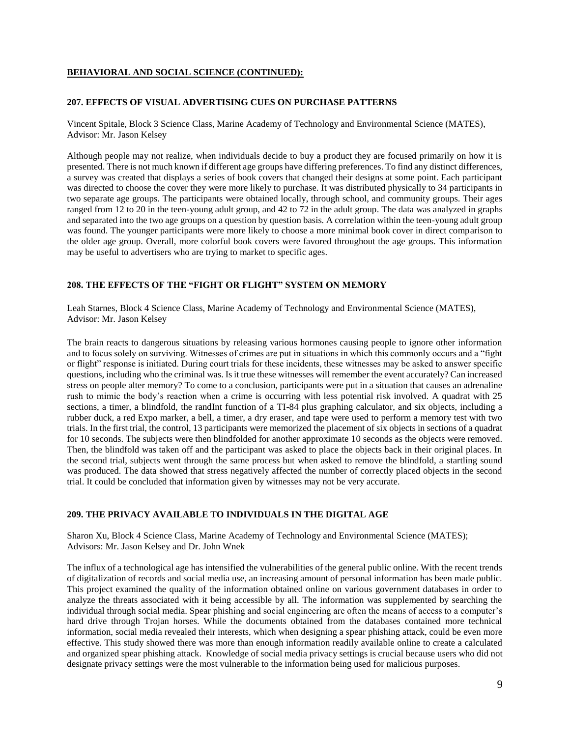**BEHAVIORAL AND SOCIAL SCIENCE (CONTINUED):**

### 207. EFFECTS OF VISUAL ADVERTISING CUES ON PURCHASE PATTERNS

Vincent Spitale, Block 3 Science Class, Marine Academy of Technology and Environmental Science (MATES), Advisor: Mr. Jason Kelsey

Although people may not realize, when individuals decide to buy a product they are focused primarily on how it is presented. There is not much known if different age groups have differing preferences. To find any distinct differences, a survey was created that displays a series of book covers that changed their designs at some point. Each participant was directed to choose the cover they were more likely to purchase. It was distributed physically to 34 participants in two separate age groups. The participants were obtained locally, through school, and community groups. Their ages ranged from 12 to 20 in the teen-young adult group, and 42 to 72 in the adult group. The data was analyzed in graphs and separated into the two age groups on a question by question basis. A correlation within the teen-young adult group was found. The younger participants were more likely to choose a more minimal book cover in direct comparison to the older age group. Overall, more colorful book covers were favored throughout the age groups. This information may be useful to advertisers who are trying to market to specific ages.

### 208. THE EFFECTS OF THE "FIGHT OR FLIGHT" SYSTEM ON MEMORY

Leah Starnes, Block 4 Science Class, Marine Academy of Technology and Environmental Science (MATES), Advisor: Mr. Jason Kelsey

The brain reacts to dangerous situations by releasing various hormones causing people to ignore other information and to focus solely on surviving. Witnesses of crimes are put in situations in which this commonly occurs and a "fight or flight" response is initiated. During court trials for these incidents, these witnesses may be asked to answer specific questions, including who the criminal was. Is it true these witnesses will remember the event accurately? Can increased stress on people alter memory? To come to a conclusion, participants were put in a situation that causes an adrenaline rush to mimic the body's reaction when a crime is occurring with less potential risk involved. A quadrat with 25 sections, a timer, a blindfold, the randInt function of a TI-84 plus graphing calculator, and six objects, including a rubber duck, a red Expo marker, a bell, a timer, a dry eraser, and tape were used to perform a memory test with two trials. In the first trial, the control, 13 participants were memorized the placement of six objects in sections of a quadrat for 10 seconds. The subjects were then blindfolded for another approximate 10 seconds as the objects were removed. Then, the blindfold was taken off and the participant was asked to place the objects back in their original places. In the second trial, subjects went through the same process but when asked to remove the blindfold, a startling sound was produced. The data showed that stress negatively affected the number of correctly placed objects in the second trial. It could be concluded that information given by witnesses may not be very accurate.

### 209. THE PRIVACY AVAILABLE TO INDIVIDUALS IN THE DIGITAL AGE

Sharon Xu, Block 4 Science Class, Marine Academy of Technology and Environmental Science (MATES); Advisors: Mr. Jason Kelsey and Dr. John Wnek

The influx of a technological age has intensified the vulnerabilities of the general public online. With the recent trends of digitalization of records and social media use, an increasing amount of personal information has been made public. This project examined the quality of the information obtained online on various government databases in order to analyze the threats associated with it being accessible by all. The information was supplemented by searching the individual through social media. Spear phishing and social engineering are often the means of access to a computer's hard drive through Trojan horses. While the documents obtained from the databases contained more technical information, social media revealed their interests, which when designing a spear phishing attack, could be even more effective. This study showed there was more than enough information readily available online to create a calculated and organized spear phishing attack. Knowledge of social media privacy settings is crucial because users who did not designate privacy settings were the most vulnerable to the information being used for malicious purposes.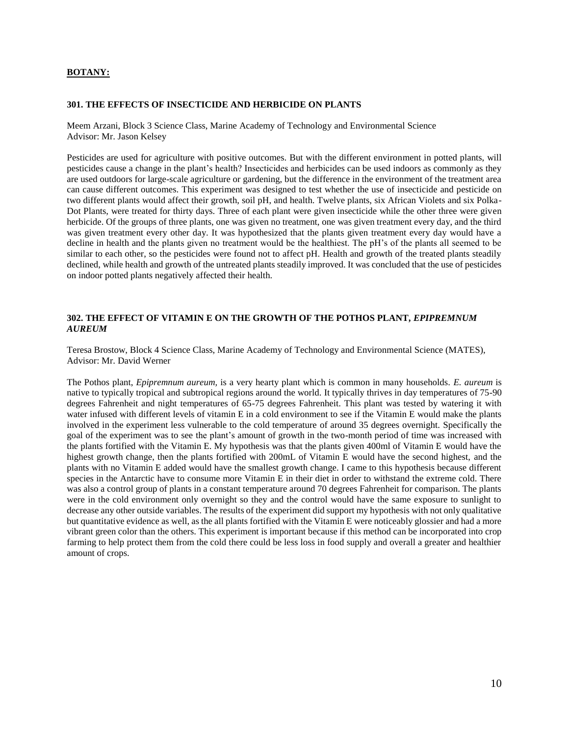## BOTANY:

### 301. THE EFFECTS OF INSECTICIDE AND HERBICIDE ON PLANTS

Meem Arzani, Block 3 Science Class, Marine Academy of Technology and Environmental Science
Advisor: Mr. Jason Kelsey

Pesticides are used for agriculture with positive outcomes. But with the different environment in potted plants, will pesticides cause a change in the plant's health? Insecticides and herbicides can be used indoors as commonly as they are used outdoors for large-scale agriculture or gardening, but the difference in the environment of the treatment area can cause different outcomes. This experiment was designed to test whether the use of insecticide and pesticide on two different plants would affect their growth, soil pH, and health. Twelve plants, six African Violets and six Polka-Dot Plants, were treated for thirty days. Three of each plant were given insecticide while the other three were given herbicide. Of the groups of three plants, one was given no treatment, one was given treatment every day, and the third was given treatment every other day. It was hypothesized that the plants given treatment every day would have a decline in health and the plants given no treatment would be the healthiest. The pH's of the plants all seemed to be similar to each other, so the pesticides were found not to affect pH. Health and growth of the treated plants steadily declined, while health and growth of the untreated plants steadily improved. It was concluded that the use of pesticides on indoor potted plants negatively affected their health.

### 302. THE EFFECT OF VITAMIN E ON THE GROWTH OF THE POTHOS PLANT, *EPIPREMNUM AUREUM*

Teresa Brostow, Block 4 Science Class, Marine Academy of Technology and Environmental Science (MATES),
Advisor: Mr. David Werner

The Pothos plant, *Epipremnum aureum*, is a very hearty plant which is common in many households. *E. aureum* is native to typically tropical and subtropical regions around the world. It typically thrives in day temperatures of 75-90 degrees Fahrenheit and night temperatures of 65-75 degrees Fahrenheit. This plant was tested by watering it with water infused with different levels of vitamin E in a cold environment to see if the Vitamin E would make the plants involved in the experiment less vulnerable to the cold temperature of around 35 degrees overnight. Specifically the goal of the experiment was to see the plant's amount of growth in the two-month period of time was increased with the plants fortified with the Vitamin E. My hypothesis was that the plants given 400ml of Vitamin E would have the highest growth change, then the plants fortified with 200mL of Vitamin E would have the second highest, and the plants with no Vitamin E added would have the smallest growth change. I came to this hypothesis because different species in the Antarctic have to consume more Vitamin E in their diet in order to withstand the extreme cold. There was also a control group of plants in a constant temperature around 70 degrees Fahrenheit for comparison. The plants were in the cold environment only overnight so they and the control would have the same exposure to sunlight to decrease any other outside variables. The results of the experiment did support my hypothesis with not only qualitative but quantitative evidence as well, as the all plants fortified with the Vitamin E were noticeably glossier and had a more vibrant green color than the others. This experiment is important because if this method can be incorporated into crop farming to help protect them from the cold there could be less loss in food supply and overall a greater and healthier amount of crops.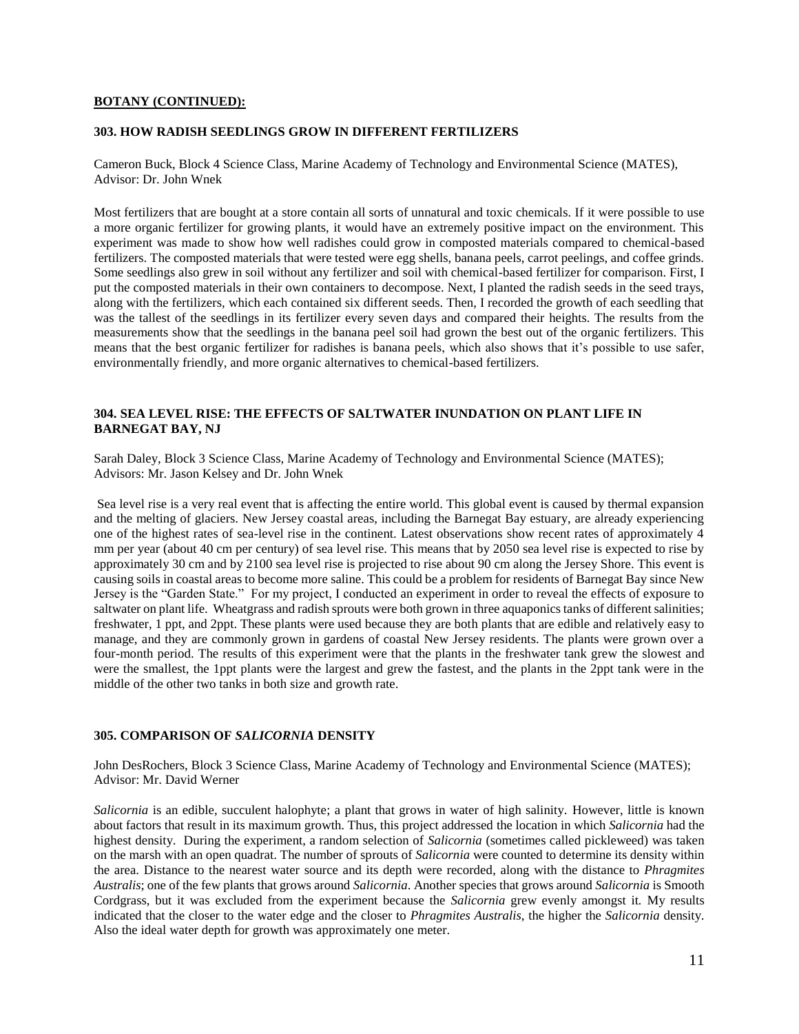## BOTANY (CONTINUED):

### 303. HOW RADISH SEEDLINGS GROW IN DIFFERENT FERTILIZERS

Cameron Buck, Block 4 Science Class, Marine Academy of Technology and Environmental Science (MATES), Advisor: Dr. John Wnek

Most fertilizers that are bought at a store contain all sorts of unnatural and toxic chemicals. If it were possible to use a more organic fertilizer for growing plants, it would have an extremely positive impact on the environment. This experiment was made to show how well radishes could grow in composted materials compared to chemical-based fertilizers. The composted materials that were tested were egg shells, banana peels, carrot peelings, and coffee grinds. Some seedlings also grew in soil without any fertilizer and soil with chemical-based fertilizer for comparison. First, I put the composted materials in their own containers to decompose. Next, I planted the radish seeds in the seed trays, along with the fertilizers, which each contained six different seeds. Then, I recorded the growth of each seedling that was the tallest of the seedlings in its fertilizer every seven days and compared their heights. The results from the measurements show that the seedlings in the banana peel soil had grown the best out of the organic fertilizers. This means that the best organic fertilizer for radishes is banana peels, which also shows that it's possible to use safer, environmentally friendly, and more organic alternatives to chemical-based fertilizers.

### 304. SEA LEVEL RISE: THE EFFECTS OF SALTWATER INUNDATION ON PLANT LIFE IN BARNEGAT BAY, NJ

Sarah Daley, Block 3 Science Class, Marine Academy of Technology and Environmental Science (MATES); Advisors: Mr. Jason Kelsey and Dr. John Wnek

Sea level rise is a very real event that is affecting the entire world. This global event is caused by thermal expansion and the melting of glaciers. New Jersey coastal areas, including the Barnegat Bay estuary, are already experiencing one of the highest rates of sea-level rise in the continent. Latest observations show recent rates of approximately 4 mm per year (about 40 cm per century) of sea level rise. This means that by 2050 sea level rise is expected to rise by approximately 30 cm and by 2100 sea level rise is projected to rise about 90 cm along the Jersey Shore. This event is causing soils in coastal areas to become more saline. This could be a problem for residents of Barnegat Bay since New Jersey is the "Garden State." For my project, I conducted an experiment in order to reveal the effects of exposure to saltwater on plant life. Wheatgrass and radish sprouts were both grown in three aquaponics tanks of different salinities; freshwater, 1 ppt, and 2ppt. These plants were used because they are both plants that are edible and relatively easy to manage, and they are commonly grown in gardens of coastal New Jersey residents. The plants were grown over a four-month period. The results of this experiment were that the plants in the freshwater tank grew the slowest and were the smallest, the 1ppt plants were the largest and grew the fastest, and the plants in the 2ppt tank were in the middle of the other two tanks in both size and growth rate.

### 305. COMPARISON OF *SALICORNIA* DENSITY

John DesRochers, Block 3 Science Class, Marine Academy of Technology and Environmental Science (MATES); Advisor: Mr. David Werner

*Salicornia* is an edible, succulent halophyte; a plant that grows in water of high salinity. However, little is known about factors that result in its maximum growth. Thus, this project addressed the location in which *Salicornia* had the highest density. During the experiment, a random selection of *Salicornia* (sometimes called pickleweed) was taken on the marsh with an open quadrat. The number of sprouts of *Salicornia* were counted to determine its density within the area. Distance to the nearest water source and its depth were recorded, along with the distance to *Phragmites Australis*; one of the few plants that grows around *Salicornia*. Another species that grows around *Salicornia* is Smooth Cordgrass, but it was excluded from the experiment because the *Salicornia* grew evenly amongst it. My results indicated that the closer to the water edge and the closer to *Phragmites Australis*, the higher the *Salicornia* density. Also the ideal water depth for growth was approximately one meter.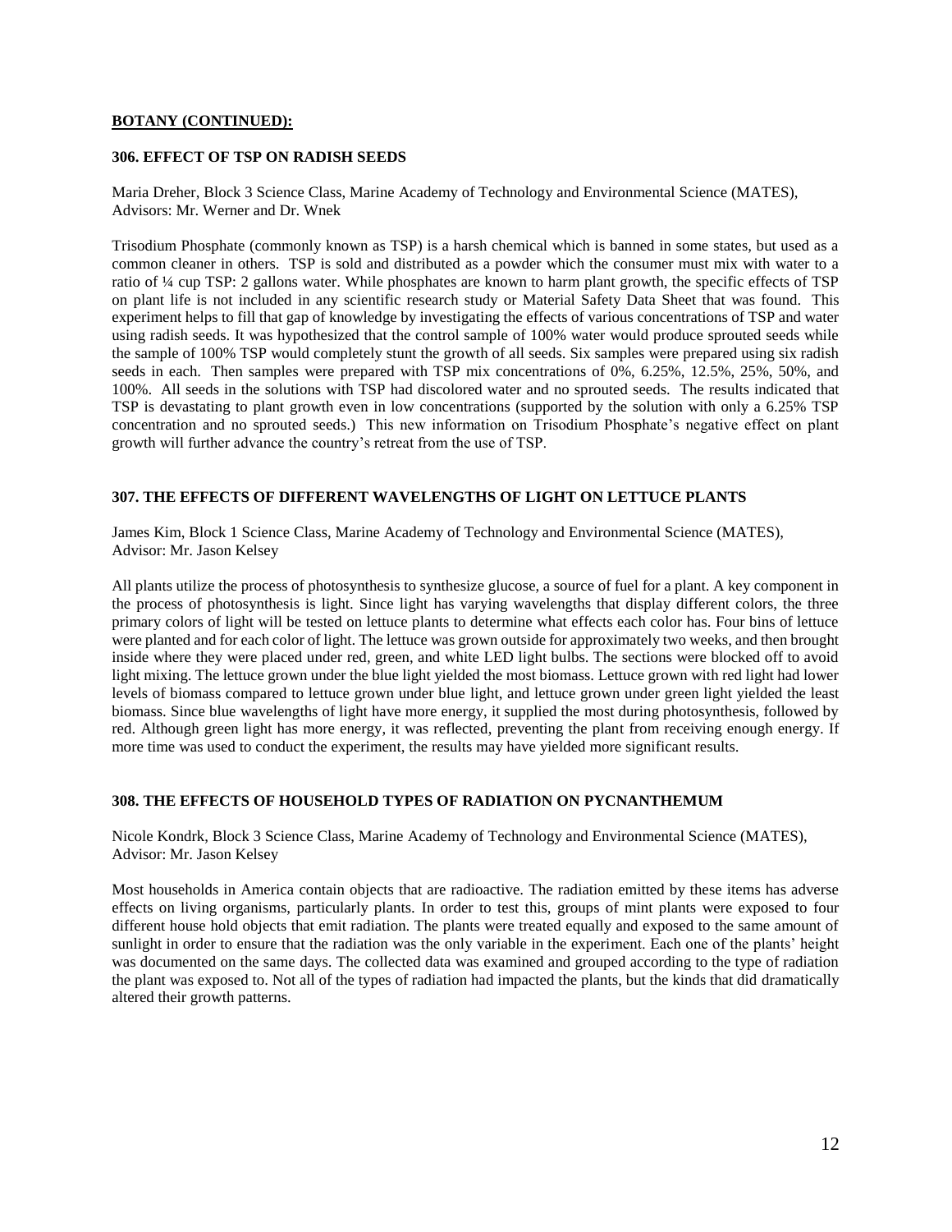**BOTANY (CONTINUED):**

### 306. EFFECT OF TSP ON RADISH SEEDS

Maria Dreher, Block 3 Science Class, Marine Academy of Technology and Environmental Science (MATES), Advisors: Mr. Werner and Dr. Wnek

Trisodium Phosphate (commonly known as TSP) is a harsh chemical which is banned in some states, but used as a common cleaner in others. TSP is sold and distributed as a powder which the consumer must mix with water to a ratio of ¼ cup TSP: 2 gallons water. While phosphates are known to harm plant growth, the specific effects of TSP on plant life is not included in any scientific research study or Material Safety Data Sheet that was found. This experiment helps to fill that gap of knowledge by investigating the effects of various concentrations of TSP and water using radish seeds. It was hypothesized that the control sample of 100% water would produce sprouted seeds while the sample of 100% TSP would completely stunt the growth of all seeds. Six samples were prepared using six radish seeds in each. Then samples were prepared with TSP mix concentrations of 0%, 6.25%, 12.5%, 25%, 50%, and 100%. All seeds in the solutions with TSP had discolored water and no sprouted seeds. The results indicated that TSP is devastating to plant growth even in low concentrations (supported by the solution with only a 6.25% TSP concentration and no sprouted seeds.) This new information on Trisodium Phosphate's negative effect on plant growth will further advance the country's retreat from the use of TSP.

### 307. THE EFFECTS OF DIFFERENT WAVELENGTHS OF LIGHT ON LETTUCE PLANTS

James Kim, Block 1 Science Class, Marine Academy of Technology and Environmental Science (MATES), Advisor: Mr. Jason Kelsey

All plants utilize the process of photosynthesis to synthesize glucose, a source of fuel for a plant. A key component in the process of photosynthesis is light. Since light has varying wavelengths that display different colors, the three primary colors of light will be tested on lettuce plants to determine what effects each color has. Four bins of lettuce were planted and for each color of light. The lettuce was grown outside for approximately two weeks, and then brought inside where they were placed under red, green, and white LED light bulbs. The sections were blocked off to avoid light mixing. The lettuce grown under the blue light yielded the most biomass. Lettuce grown with red light had lower levels of biomass compared to lettuce grown under blue light, and lettuce grown under green light yielded the least biomass. Since blue wavelengths of light have more energy, it supplied the most during photosynthesis, followed by red. Although green light has more energy, it was reflected, preventing the plant from receiving enough energy. If more time was used to conduct the experiment, the results may have yielded more significant results.

### 308. THE EFFECTS OF HOUSEHOLD TYPES OF RADIATION ON PYCNANTHEMUM

Nicole Kondrk, Block 3 Science Class, Marine Academy of Technology and Environmental Science (MATES), Advisor: Mr. Jason Kelsey

Most households in America contain objects that are radioactive. The radiation emitted by these items has adverse effects on living organisms, particularly plants. In order to test this, groups of mint plants were exposed to four different house hold objects that emit radiation. The plants were treated equally and exposed to the same amount of sunlight in order to ensure that the radiation was the only variable in the experiment. Each one of the plants' height was documented on the same days. The collected data was examined and grouped according to the type of radiation the plant was exposed to. Not all of the types of radiation had impacted the plants, but the kinds that did dramatically altered their growth patterns.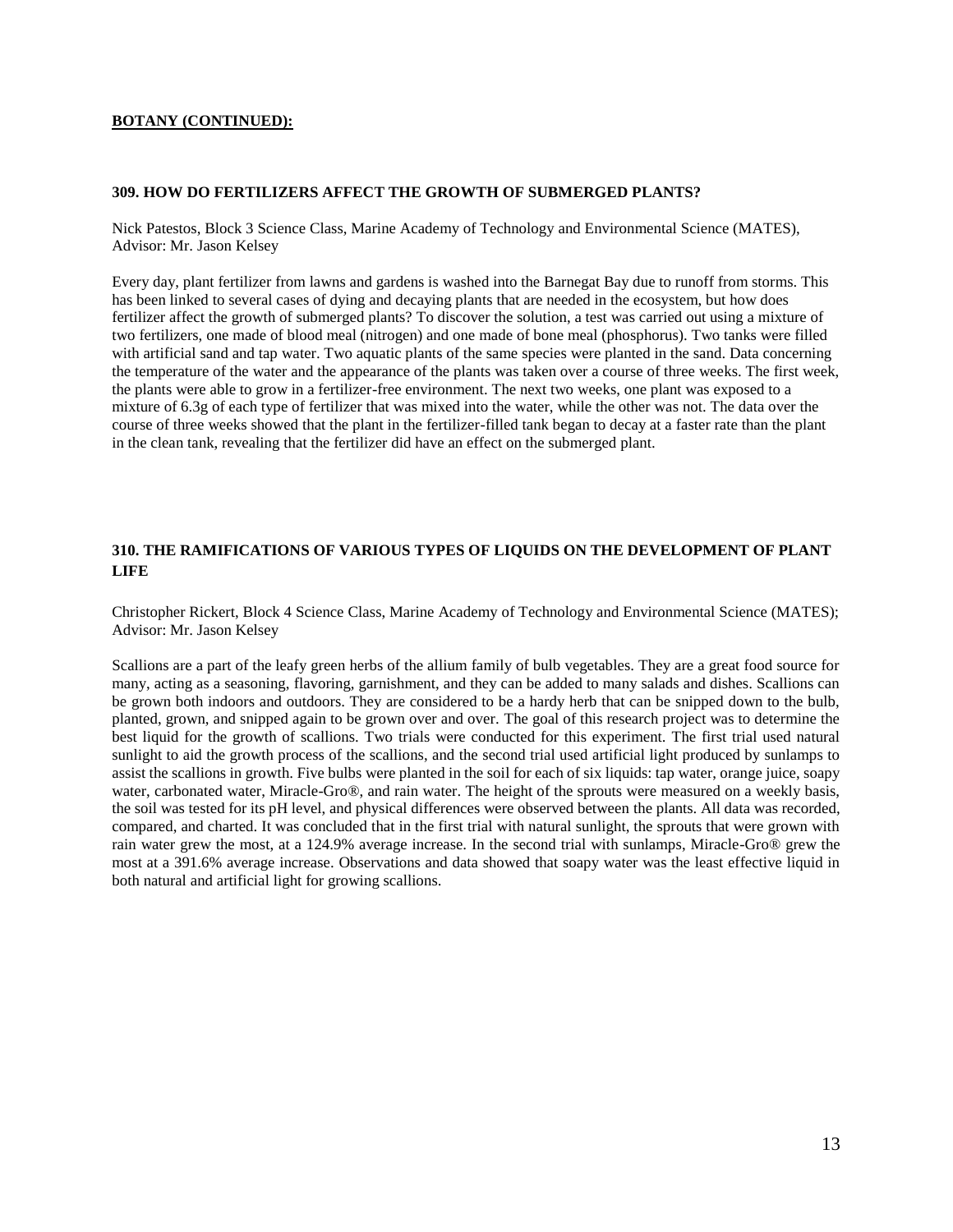**BOTANY (CONTINUED):**

### 309. HOW DO FERTILIZERS AFFECT THE GROWTH OF SUBMERGED PLANTS?

Nick Patestos, Block 3 Science Class, Marine Academy of Technology and Environmental Science (MATES), Advisor: Mr. Jason Kelsey

Every day, plant fertilizer from lawns and gardens is washed into the Barnegat Bay due to runoff from storms. This has been linked to several cases of dying and decaying plants that are needed in the ecosystem, but how does fertilizer affect the growth of submerged plants? To discover the solution, a test was carried out using a mixture of two fertilizers, one made of blood meal (nitrogen) and one made of bone meal (phosphorus). Two tanks were filled with artificial sand and tap water. Two aquatic plants of the same species were planted in the sand. Data concerning the temperature of the water and the appearance of the plants was taken over a course of three weeks. The first week, the plants were able to grow in a fertilizer-free environment. The next two weeks, one plant was exposed to a mixture of 6.3g of each type of fertilizer that was mixed into the water, while the other was not. The data over the course of three weeks showed that the plant in the fertilizer-filled tank began to decay at a faster rate than the plant in the clean tank, revealing that the fertilizer did have an effect on the submerged plant.

### 310. THE RAMIFICATIONS OF VARIOUS TYPES OF LIQUIDS ON THE DEVELOPMENT OF PLANT LIFE

Christopher Rickert, Block 4 Science Class, Marine Academy of Technology and Environmental Science (MATES); Advisor: Mr. Jason Kelsey

Scallions are a part of the leafy green herbs of the allium family of bulb vegetables. They are a great food source for many, acting as a seasoning, flavoring, garnishment, and they can be added to many salads and dishes. Scallions can be grown both indoors and outdoors. They are considered to be a hardy herb that can be snipped down to the bulb, planted, grown, and snipped again to be grown over and over. The goal of this research project was to determine the best liquid for the growth of scallions. Two trials were conducted for this experiment. The first trial used natural sunlight to aid the growth process of the scallions, and the second trial used artificial light produced by sunlamps to assist the scallions in growth. Five bulbs were planted in the soil for each of six liquids: tap water, orange juice, soapy water, carbonated water, Miracle-Gro®, and rain water. The height of the sprouts were measured on a weekly basis, the soil was tested for its pH level, and physical differences were observed between the plants. All data was recorded, compared, and charted. It was concluded that in the first trial with natural sunlight, the sprouts that were grown with rain water grew the most, at a 124.9% average increase. In the second trial with sunlamps, Miracle-Gro® grew the most at a 391.6% average increase. Observations and data showed that soapy water was the least effective liquid in both natural and artificial light for growing scallions.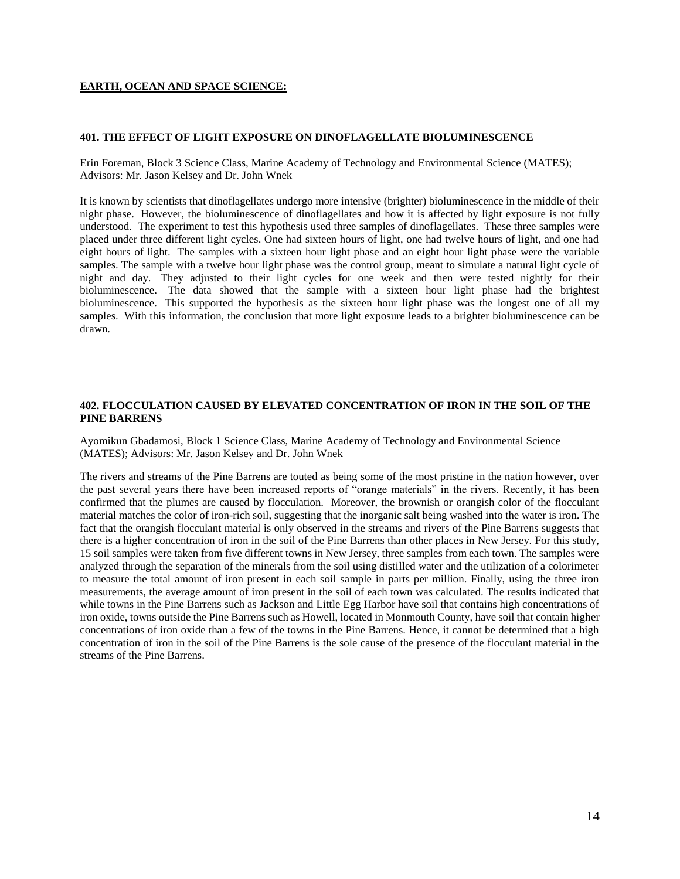## EARTH, OCEAN AND SPACE SCIENCE:

### 401. THE EFFECT OF LIGHT EXPOSURE ON DINOFLAGELLATE BIOLUMINESCENCE

Erin Foreman, Block 3 Science Class, Marine Academy of Technology and Environmental Science (MATES); Advisors: Mr. Jason Kelsey and Dr. John Wnek

It is known by scientists that dinoflagellates undergo more intensive (brighter) bioluminescence in the middle of their night phase. However, the bioluminescence of dinoflagellates and how it is affected by light exposure is not fully understood. The experiment to test this hypothesis used three samples of dinoflagellates. These three samples were placed under three different light cycles. One had sixteen hours of light, one had twelve hours of light, and one had eight hours of light. The samples with a sixteen hour light phase and an eight hour light phase were the variable samples. The sample with a twelve hour light phase was the control group, meant to simulate a natural light cycle of night and day. They adjusted to their light cycles for one week and then were tested nightly for their bioluminescence. The data showed that the sample with a sixteen hour light phase had the brightest bioluminescence. This supported the hypothesis as the sixteen hour light phase was the longest one of all my samples. With this information, the conclusion that more light exposure leads to a brighter bioluminescence can be drawn.

### 402. FLOCCULATION CAUSED BY ELEVATED CONCENTRATION OF IRON IN THE SOIL OF THE PINE BARRENS

Ayomikun Gbadamosi, Block 1 Science Class, Marine Academy of Technology and Environmental Science (MATES); Advisors: Mr. Jason Kelsey and Dr. John Wnek

The rivers and streams of the Pine Barrens are touted as being some of the most pristine in the nation however, over the past several years there have been increased reports of "orange materials" in the rivers. Recently, it has been confirmed that the plumes are caused by flocculation. Moreover, the brownish or orangish color of the flocculant material matches the color of iron-rich soil, suggesting that the inorganic salt being washed into the water is iron. The fact that the orangish flocculant material is only observed in the streams and rivers of the Pine Barrens suggests that there is a higher concentration of iron in the soil of the Pine Barrens than other places in New Jersey. For this study, 15 soil samples were taken from five different towns in New Jersey, three samples from each town. The samples were analyzed through the separation of the minerals from the soil using distilled water and the utilization of a colorimeter to measure the total amount of iron present in each soil sample in parts per million. Finally, using the three iron measurements, the average amount of iron present in the soil of each town was calculated. The results indicated that while towns in the Pine Barrens such as Jackson and Little Egg Harbor have soil that contains high concentrations of iron oxide, towns outside the Pine Barrens such as Howell, located in Monmouth County, have soil that contain higher concentrations of iron oxide than a few of the towns in the Pine Barrens. Hence, it cannot be determined that a high concentration of iron in the soil of the Pine Barrens is the sole cause of the presence of the flocculant material in the streams of the Pine Barrens.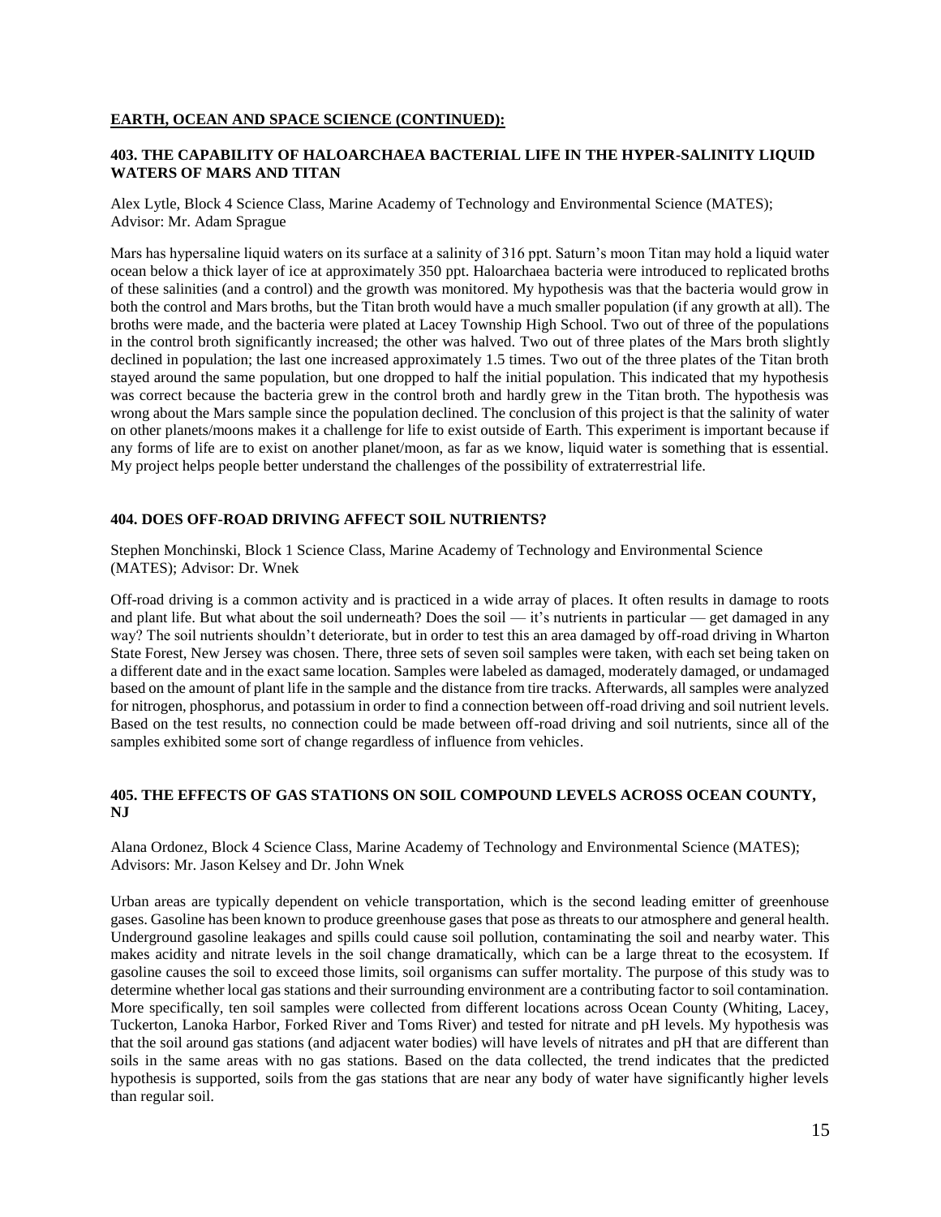**EARTH, OCEAN AND SPACE SCIENCE (CONTINUED):**

### 403. THE CAPABILITY OF HALOARCHAEA BACTERIAL LIFE IN THE HYPER-SALINITY LIQUID WATERS OF MARS AND TITAN

Alex Lytle, Block 4 Science Class, Marine Academy of Technology and Environmental Science (MATES); Advisor: Mr. Adam Sprague

Mars has hypersaline liquid waters on its surface at a salinity of 316 ppt. Saturn's moon Titan may hold a liquid water ocean below a thick layer of ice at approximately 350 ppt. Haloarchaea bacteria were introduced to replicated broths of these salinities (and a control) and the growth was monitored. My hypothesis was that the bacteria would grow in both the control and Mars broths, but the Titan broth would have a much smaller population (if any growth at all). The broths were made, and the bacteria were plated at Lacey Township High School. Two out of three of the populations in the control broth significantly increased; the other was halved. Two out of three plates of the Mars broth slightly declined in population; the last one increased approximately 1.5 times. Two out of the three plates of the Titan broth stayed around the same population, but one dropped to half the initial population. This indicated that my hypothesis was correct because the bacteria grew in the control broth and hardly grew in the Titan broth. The hypothesis was wrong about the Mars sample since the population declined. The conclusion of this project is that the salinity of water on other planets/moons makes it a challenge for life to exist outside of Earth. This experiment is important because if any forms of life are to exist on another planet/moon, as far as we know, liquid water is something that is essential. My project helps people better understand the challenges of the possibility of extraterrestrial life.

### 404. DOES OFF-ROAD DRIVING AFFECT SOIL NUTRIENTS?

Stephen Monchinski, Block 1 Science Class, Marine Academy of Technology and Environmental Science (MATES); Advisor: Dr. Wnek

Off-road driving is a common activity and is practiced in a wide array of places. It often results in damage to roots and plant life. But what about the soil underneath? Does the soil — it's nutrients in particular — get damaged in any way? The soil nutrients shouldn't deteriorate, but in order to test this an area damaged by off-road driving in Wharton State Forest, New Jersey was chosen. There, three sets of seven soil samples were taken, with each set being taken on a different date and in the exact same location. Samples were labeled as damaged, moderately damaged, or undamaged based on the amount of plant life in the sample and the distance from tire tracks. Afterwards, all samples were analyzed for nitrogen, phosphorus, and potassium in order to find a connection between off-road driving and soil nutrient levels. Based on the test results, no connection could be made between off-road driving and soil nutrients, since all of the samples exhibited some sort of change regardless of influence from vehicles.

### 405. THE EFFECTS OF GAS STATIONS ON SOIL COMPOUND LEVELS ACROSS OCEAN COUNTY, NJ

Alana Ordonez, Block 4 Science Class, Marine Academy of Technology and Environmental Science (MATES); Advisors: Mr. Jason Kelsey and Dr. John Wnek

Urban areas are typically dependent on vehicle transportation, which is the second leading emitter of greenhouse gases. Gasoline has been known to produce greenhouse gases that pose as threats to our atmosphere and general health. Underground gasoline leakages and spills could cause soil pollution, contaminating the soil and nearby water. This makes acidity and nitrate levels in the soil change dramatically, which can be a large threat to the ecosystem. If gasoline causes the soil to exceed those limits, soil organisms can suffer mortality. The purpose of this study was to determine whether local gas stations and their surrounding environment are a contributing factor to soil contamination. More specifically, ten soil samples were collected from different locations across Ocean County (Whiting, Lacey, Tuckerton, Lanoka Harbor, Forked River and Toms River) and tested for nitrate and pH levels. My hypothesis was that the soil around gas stations (and adjacent water bodies) will have levels of nitrates and pH that are different than soils in the same areas with no gas stations. Based on the data collected, the trend indicates that the predicted hypothesis is supported, soils from the gas stations that are near any body of water have significantly higher levels than regular soil.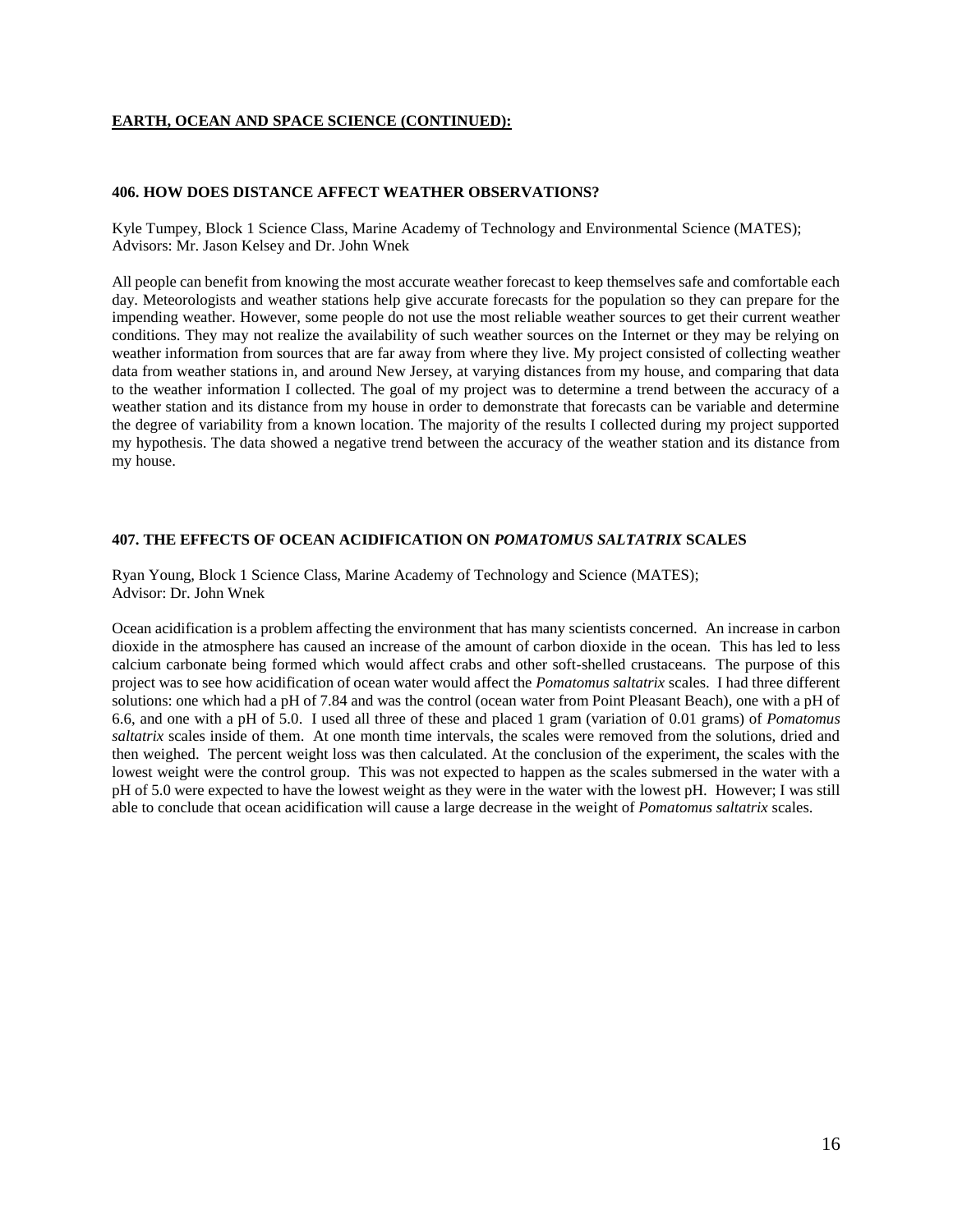**EARTH, OCEAN AND SPACE SCIENCE (CONTINUED):**

### 406. HOW DOES DISTANCE AFFECT WEATHER OBSERVATIONS?

Kyle Tumpey, Block 1 Science Class, Marine Academy of Technology and Environmental Science (MATES);
Advisors: Mr. Jason Kelsey and Dr. John Wnek

All people can benefit from knowing the most accurate weather forecast to keep themselves safe and comfortable each day. Meteorologists and weather stations help give accurate forecasts for the population so they can prepare for the impending weather. However, some people do not use the most reliable weather sources to get their current weather conditions. They may not realize the availability of such weather sources on the Internet or they may be relying on weather information from sources that are far away from where they live. My project consisted of collecting weather data from weather stations in, and around New Jersey, at varying distances from my house, and comparing that data to the weather information I collected. The goal of my project was to determine a trend between the accuracy of a weather station and its distance from my house in order to demonstrate that forecasts can be variable and determine the degree of variability from a known location. The majority of the results I collected during my project supported my hypothesis. The data showed a negative trend between the accuracy of the weather station and its distance from my house.

### 407. THE EFFECTS OF OCEAN ACIDIFICATION ON *POMATOMUS SALTATRIX* SCALES

Ryan Young, Block 1 Science Class, Marine Academy of Technology and Science (MATES);
Advisor: Dr. John Wnek

Ocean acidification is a problem affecting the environment that has many scientists concerned. An increase in carbon dioxide in the atmosphere has caused an increase of the amount of carbon dioxide in the ocean. This has led to less calcium carbonate being formed which would affect crabs and other soft-shelled crustaceans. The purpose of this project was to see how acidification of ocean water would affect the *Pomatomus saltatrix* scales. I had three different solutions: one which had a pH of 7.84 and was the control (ocean water from Point Pleasant Beach), one with a pH of 6.6, and one with a pH of 5.0. I used all three of these and placed 1 gram (variation of 0.01 grams) of *Pomatomus saltatrix* scales inside of them. At one month time intervals, the scales were removed from the solutions, dried and then weighed. The percent weight loss was then calculated. At the conclusion of the experiment, the scales with the lowest weight were the control group. This was not expected to happen as the scales submersed in the water with a pH of 5.0 were expected to have the lowest weight as they were in the water with the lowest pH. However; I was still able to conclude that ocean acidification will cause a large decrease in the weight of *Pomatomus saltatrix* scales.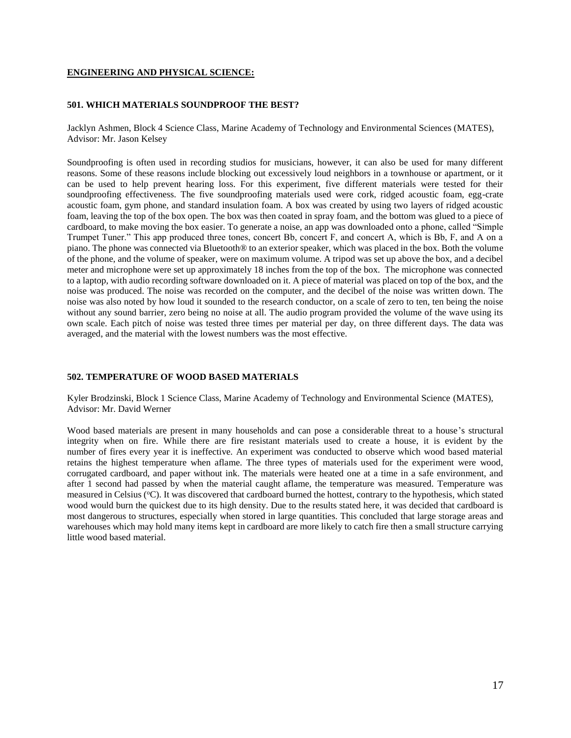## ENGINEERING AND PHYSICAL SCIENCE:

### 501. WHICH MATERIALS SOUNDPROOF THE BEST?

Jacklyn Ashmen, Block 4 Science Class, Marine Academy of Technology and Environmental Sciences (MATES), Advisor: Mr. Jason Kelsey

Soundproofing is often used in recording studios for musicians, however, it can also be used for many different reasons. Some of these reasons include blocking out excessively loud neighbors in a townhouse or apartment, or it can be used to help prevent hearing loss. For this experiment, five different materials were tested for their soundproofing effectiveness. The five soundproofing materials used were cork, ridged acoustic foam, egg-crate acoustic foam, gym phone, and standard insulation foam. A box was created by using two layers of ridged acoustic foam, leaving the top of the box open. The box was then coated in spray foam, and the bottom was glued to a piece of cardboard, to make moving the box easier. To generate a noise, an app was downloaded onto a phone, called "Simple Trumpet Tuner." This app produced three tones, concert Bb, concert F, and concert A, which is Bb, F, and A on a piano. The phone was connected via Bluetooth® to an exterior speaker, which was placed in the box. Both the volume of the phone, and the volume of speaker, were on maximum volume. A tripod was set up above the box, and a decibel meter and microphone were set up approximately 18 inches from the top of the box. The microphone was connected to a laptop, with audio recording software downloaded on it. A piece of material was placed on top of the box, and the noise was produced. The noise was recorded on the computer, and the decibel of the noise was written down. The noise was also noted by how loud it sounded to the research conductor, on a scale of zero to ten, ten being the noise without any sound barrier, zero being no noise at all. The audio program provided the volume of the wave using its own scale. Each pitch of noise was tested three times per material per day, on three different days. The data was averaged, and the material with the lowest numbers was the most effective.

### 502. TEMPERATURE OF WOOD BASED MATERIALS

Kyler Brodzinski, Block 1 Science Class, Marine Academy of Technology and Environmental Science (MATES), Advisor: Mr. David Werner

Wood based materials are present in many households and can pose a considerable threat to a house's structural integrity when on fire. While there are fire resistant materials used to create a house, it is evident by the number of fires every year it is ineffective. An experiment was conducted to observe which wood based material retains the highest temperature when aflame. The three types of materials used for the experiment were wood, corrugated cardboard, and paper without ink. The materials were heated one at a time in a safe environment, and after 1 second had passed by when the material caught aflame, the temperature was measured. Temperature was measured in Celsius (°C). It was discovered that cardboard burned the hottest, contrary to the hypothesis, which stated wood would burn the quickest due to its high density. Due to the results stated here, it was decided that cardboard is most dangerous to structures, especially when stored in large quantities. This concluded that large storage areas and warehouses which may hold many items kept in cardboard are more likely to catch fire then a small structure carrying little wood based material.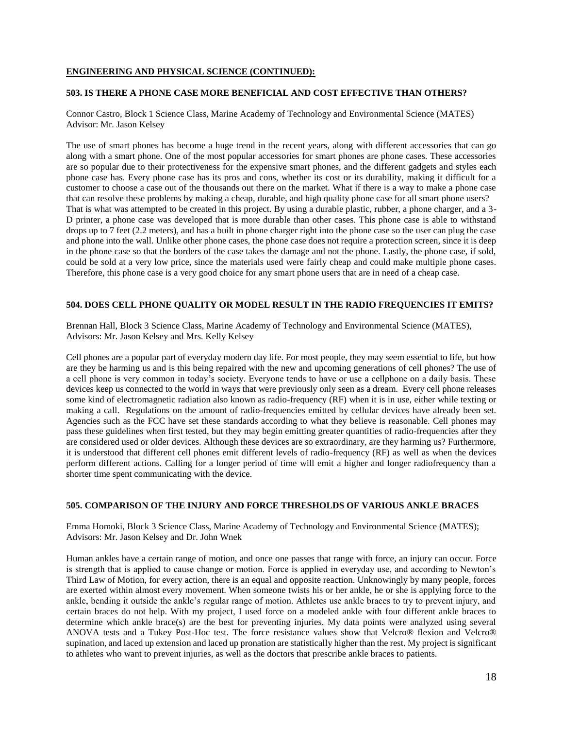**ENGINEERING AND PHYSICAL SCIENCE (CONTINUED):**

### 503. IS THERE A PHONE CASE MORE BENEFICIAL AND COST EFFECTIVE THAN OTHERS?

Connor Castro, Block 1 Science Class, Marine Academy of Technology and Environmental Science (MATES)
Advisor: Mr. Jason Kelsey

The use of smart phones has become a huge trend in the recent years, along with different accessories that can go along with a smart phone. One of the most popular accessories for smart phones are phone cases. These accessories are so popular due to their protectiveness for the expensive smart phones, and the different gadgets and styles each phone case has. Every phone case has its pros and cons, whether its cost or its durability, making it difficult for a customer to choose a case out of the thousands out there on the market. What if there is a way to make a phone case that can resolve these problems by making a cheap, durable, and high quality phone case for all smart phone users? That is what was attempted to be created in this project. By using a durable plastic, rubber, a phone charger, and a 3-D printer, a phone case was developed that is more durable than other cases. This phone case is able to withstand drops up to 7 feet (2.2 meters), and has a built in phone charger right into the phone case so the user can plug the case and phone into the wall. Unlike other phone cases, the phone case does not require a protection screen, since it is deep in the phone case so that the borders of the case takes the damage and not the phone. Lastly, the phone case, if sold, could be sold at a very low price, since the materials used were fairly cheap and could make multiple phone cases. Therefore, this phone case is a very good choice for any smart phone users that are in need of a cheap case.

### 504. DOES CELL PHONE QUALITY OR MODEL RESULT IN THE RADIO FREQUENCIES IT EMITS?

Brennan Hall, Block 3 Science Class, Marine Academy of Technology and Environmental Science (MATES),
Advisors: Mr. Jason Kelsey and Mrs. Kelly Kelsey

Cell phones are a popular part of everyday modern day life. For most people, they may seem essential to life, but how are they be harming us and is this being repaired with the new and upcoming generations of cell phones? The use of a cell phone is very common in today's society. Everyone tends to have or use a cellphone on a daily basis. These devices keep us connected to the world in ways that were previously only seen as a dream. Every cell phone releases some kind of electromagnetic radiation also known as radio-frequency (RF) when it is in use, either while texting or making a call. Regulations on the amount of radio-frequencies emitted by cellular devices have already been set. Agencies such as the FCC have set these standards according to what they believe is reasonable. Cell phones may pass these guidelines when first tested, but they may begin emitting greater quantities of radio-frequencies after they are considered used or older devices. Although these devices are so extraordinary, are they harming us? Furthermore, it is understood that different cell phones emit different levels of radio-frequency (RF) as well as when the devices perform different actions. Calling for a longer period of time will emit a higher and longer radiofrequency than a shorter time spent communicating with the device.

### 505. COMPARISON OF THE INJURY AND FORCE THRESHOLDS OF VARIOUS ANKLE BRACES

Emma Homoki, Block 3 Science Class, Marine Academy of Technology and Environmental Science (MATES);
Advisors: Mr. Jason Kelsey and Dr. John Wnek

Human ankles have a certain range of motion, and once one passes that range with force, an injury can occur. Force is strength that is applied to cause change or motion. Force is applied in everyday use, and according to Newton's Third Law of Motion, for every action, there is an equal and opposite reaction. Unknowingly by many people, forces are exerted within almost every movement. When someone twists his or her ankle, he or she is applying force to the ankle, bending it outside the ankle's regular range of motion. Athletes use ankle braces to try to prevent injury, and certain braces do not help. With my project, I used force on a modeled ankle with four different ankle braces to determine which ankle brace(s) are the best for preventing injuries. My data points were analyzed using several ANOVA tests and a Tukey Post-Hoc test. The force resistance values show that Velcro® flexion and Velcro® supination, and laced up extension and laced up pronation are statistically higher than the rest. My project is significant to athletes who want to prevent injuries, as well as the doctors that prescribe ankle braces to patients.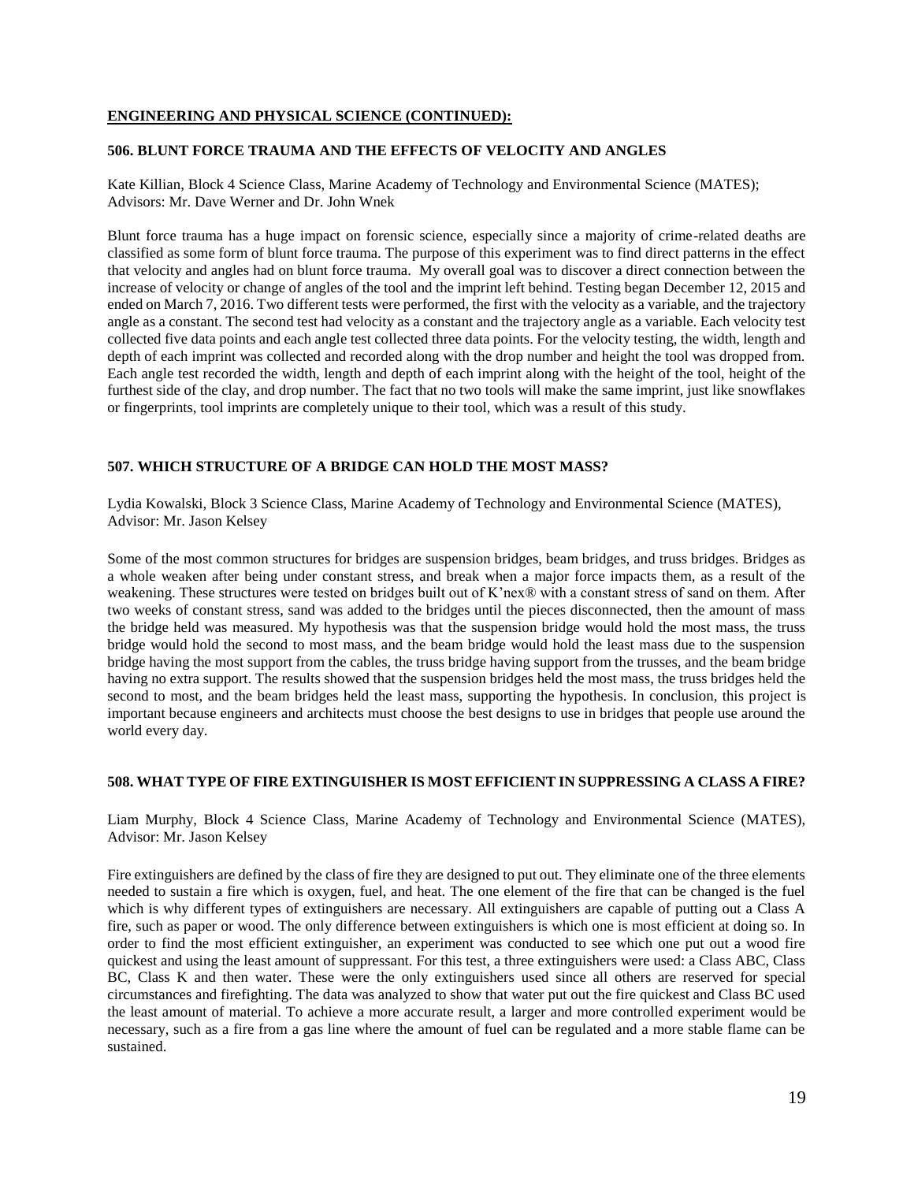**ENGINEERING AND PHYSICAL SCIENCE (CONTINUED):**

### 506. BLUNT FORCE TRAUMA AND THE EFFECTS OF VELOCITY AND ANGLES

Kate Killian, Block 4 Science Class, Marine Academy of Technology and Environmental Science (MATES); Advisors: Mr. Dave Werner and Dr. John Wnek

Blunt force trauma has a huge impact on forensic science, especially since a majority of crime-related deaths are classified as some form of blunt force trauma. The purpose of this experiment was to find direct patterns in the effect that velocity and angles had on blunt force trauma. My overall goal was to discover a direct connection between the increase of velocity or change of angles of the tool and the imprint left behind. Testing began December 12, 2015 and ended on March 7, 2016. Two different tests were performed, the first with the velocity as a variable, and the trajectory angle as a constant. The second test had velocity as a constant and the trajectory angle as a variable. Each velocity test collected five data points and each angle test collected three data points. For the velocity testing, the width, length and depth of each imprint was collected and recorded along with the drop number and height the tool was dropped from. Each angle test recorded the width, length and depth of each imprint along with the height of the tool, height of the furthest side of the clay, and drop number. The fact that no two tools will make the same imprint, just like snowflakes or fingerprints, tool imprints are completely unique to their tool, which was a result of this study.

### 507. WHICH STRUCTURE OF A BRIDGE CAN HOLD THE MOST MASS?

Lydia Kowalski, Block 3 Science Class, Marine Academy of Technology and Environmental Science (MATES), Advisor: Mr. Jason Kelsey

Some of the most common structures for bridges are suspension bridges, beam bridges, and truss bridges. Bridges as a whole weaken after being under constant stress, and break when a major force impacts them, as a result of the weakening. These structures were tested on bridges built out of K'nex® with a constant stress of sand on them. After two weeks of constant stress, sand was added to the bridges until the pieces disconnected, then the amount of mass the bridge held was measured. My hypothesis was that the suspension bridge would hold the most mass, the truss bridge would hold the second to most mass, and the beam bridge would hold the least mass due to the suspension bridge having the most support from the cables, the truss bridge having support from the trusses, and the beam bridge having no extra support. The results showed that the suspension bridges held the most mass, the truss bridges held the second to most, and the beam bridges held the least mass, supporting the hypothesis. In conclusion, this project is important because engineers and architects must choose the best designs to use in bridges that people use around the world every day.

### 508. WHAT TYPE OF FIRE EXTINGUISHER IS MOST EFFICIENT IN SUPPRESSING A CLASS A FIRE?

Liam Murphy, Block 4 Science Class, Marine Academy of Technology and Environmental Science (MATES), Advisor: Mr. Jason Kelsey

Fire extinguishers are defined by the class of fire they are designed to put out. They eliminate one of the three elements needed to sustain a fire which is oxygen, fuel, and heat. The one element of the fire that can be changed is the fuel which is why different types of extinguishers are necessary. All extinguishers are capable of putting out a Class A fire, such as paper or wood. The only difference between extinguishers is which one is most efficient at doing so. In order to find the most efficient extinguisher, an experiment was conducted to see which one put out a wood fire quickest and using the least amount of suppressant. For this test, a three extinguishers were used: a Class ABC, Class BC, Class K and then water. These were the only extinguishers used since all others are reserved for special circumstances and firefighting. The data was analyzed to show that water put out the fire quickest and Class BC used the least amount of material. To achieve a more accurate result, a larger and more controlled experiment would be necessary, such as a fire from a gas line where the amount of fuel can be regulated and a more stable flame can be sustained.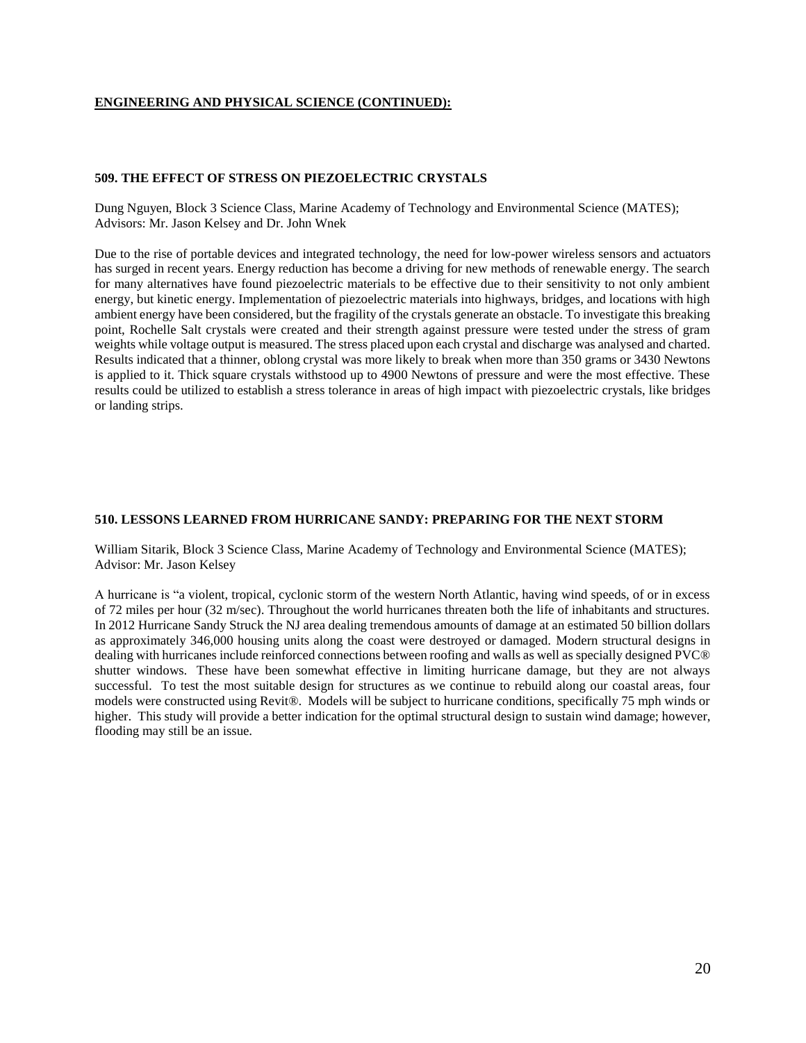## ENGINEERING AND PHYSICAL SCIENCE (CONTINUED):

### 509. THE EFFECT OF STRESS ON PIEZOELECTRIC CRYSTALS

Dung Nguyen, Block 3 Science Class, Marine Academy of Technology and Environmental Science (MATES); Advisors: Mr. Jason Kelsey and Dr. John Wnek

Due to the rise of portable devices and integrated technology, the need for low-power wireless sensors and actuators has surged in recent years. Energy reduction has become a driving for new methods of renewable energy. The search for many alternatives have found piezoelectric materials to be effective due to their sensitivity to not only ambient energy, but kinetic energy. Implementation of piezoelectric materials into highways, bridges, and locations with high ambient energy have been considered, but the fragility of the crystals generate an obstacle. To investigate this breaking point, Rochelle Salt crystals were created and their strength against pressure were tested under the stress of gram weights while voltage output is measured. The stress placed upon each crystal and discharge was analysed and charted. Results indicated that a thinner, oblong crystal was more likely to break when more than 350 grams or 3430 Newtons is applied to it. Thick square crystals withstood up to 4900 Newtons of pressure and were the most effective. These results could be utilized to establish a stress tolerance in areas of high impact with piezoelectric crystals, like bridges or landing strips.

### 510. LESSONS LEARNED FROM HURRICANE SANDY: PREPARING FOR THE NEXT STORM

William Sitarik, Block 3 Science Class, Marine Academy of Technology and Environmental Science (MATES); Advisor: Mr. Jason Kelsey

A hurricane is "a violent, tropical, cyclonic storm of the western North Atlantic, having wind speeds, of or in excess of 72 miles per hour (32 m/sec). Throughout the world hurricanes threaten both the life of inhabitants and structures. In 2012 Hurricane Sandy Struck the NJ area dealing tremendous amounts of damage at an estimated 50 billion dollars as approximately 346,000 housing units along the coast were destroyed or damaged. Modern structural designs in dealing with hurricanes include reinforced connections between roofing and walls as well as specially designed PVC® shutter windows. These have been somewhat effective in limiting hurricane damage, but they are not always successful. To test the most suitable design for structures as we continue to rebuild along our coastal areas, four models were constructed using Revit®. Models will be subject to hurricane conditions, specifically 75 mph winds or higher. This study will provide a better indication for the optimal structural design to sustain wind damage; however, flooding may still be an issue.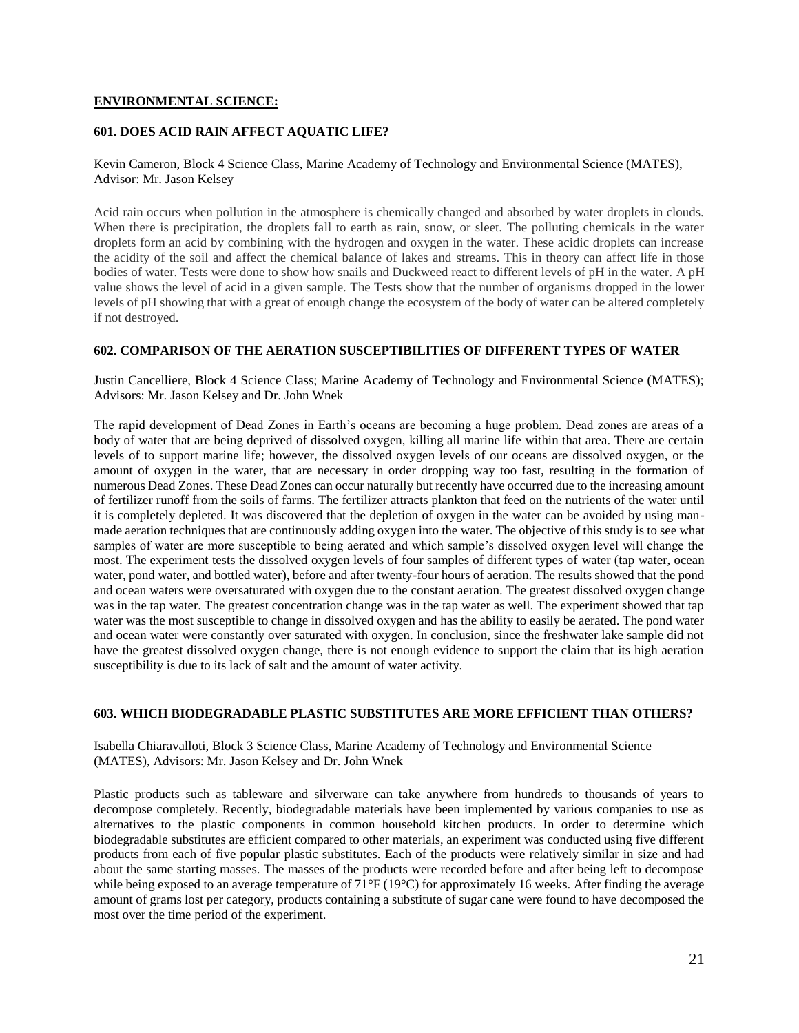## **ENVIRONMENTAL SCIENCE:**

### 601. DOES ACID RAIN AFFECT AQUATIC LIFE?

Kevin Cameron, Block 4 Science Class, Marine Academy of Technology and Environmental Science (MATES), Advisor: Mr. Jason Kelsey

Acid rain occurs when pollution in the atmosphere is chemically changed and absorbed by water droplets in clouds. When there is precipitation, the droplets fall to earth as rain, snow, or sleet. The polluting chemicals in the water droplets form an acid by combining with the hydrogen and oxygen in the water. These acidic droplets can increase the acidity of the soil and affect the chemical balance of lakes and streams. This in theory can affect life in those bodies of water. Tests were done to show how snails and Duckweed react to different levels of pH in the water. A pH value shows the level of acid in a given sample. The Tests show that the number of organisms dropped in the lower levels of pH showing that with a great of enough change the ecosystem of the body of water can be altered completely if not destroyed.

### 602. COMPARISON OF THE AERATION SUSCEPTIBILITIES OF DIFFERENT TYPES OF WATER

Justin Cancelliere, Block 4 Science Class; Marine Academy of Technology and Environmental Science (MATES); Advisors: Mr. Jason Kelsey and Dr. John Wnek

The rapid development of Dead Zones in Earth's oceans are becoming a huge problem. Dead zones are areas of a body of water that are being deprived of dissolved oxygen, killing all marine life within that area. There are certain levels of to support marine life; however, the dissolved oxygen levels of our oceans are dissolved oxygen, or the amount of oxygen in the water, that are necessary in order dropping way too fast, resulting in the formation of numerous Dead Zones. These Dead Zones can occur naturally but recently have occurred due to the increasing amount of fertilizer runoff from the soils of farms. The fertilizer attracts plankton that feed on the nutrients of the water until it is completely depleted. It was discovered that the depletion of oxygen in the water can be avoided by using man-made aeration techniques that are continuously adding oxygen into the water. The objective of this study is to see what samples of water are more susceptible to being aerated and which sample's dissolved oxygen level will change the most. The experiment tests the dissolved oxygen levels of four samples of different types of water (tap water, ocean water, pond water, and bottled water), before and after twenty-four hours of aeration. The results showed that the pond and ocean waters were oversaturated with oxygen due to the constant aeration. The greatest dissolved oxygen change was in the tap water. The greatest concentration change was in the tap water as well. The experiment showed that tap water was the most susceptible to change in dissolved oxygen and has the ability to easily be aerated. The pond water and ocean water were constantly over saturated with oxygen. In conclusion, since the freshwater lake sample did not have the greatest dissolved oxygen change, there is not enough evidence to support the claim that its high aeration susceptibility is due to its lack of salt and the amount of water activity.

### 603. WHICH BIODEGRADABLE PLASTIC SUBSTITUTES ARE MORE EFFICIENT THAN OTHERS?

Isabella Chiaravalloti, Block 3 Science Class, Marine Academy of Technology and Environmental Science (MATES), Advisors: Mr. Jason Kelsey and Dr. John Wnek

Plastic products such as tableware and silverware can take anywhere from hundreds to thousands of years to decompose completely. Recently, biodegradable materials have been implemented by various companies to use as alternatives to the plastic components in common household kitchen products. In order to determine which biodegradable substitutes are efficient compared to other materials, an experiment was conducted using five different products from each of five popular plastic substitutes. Each of the products were relatively similar in size and had about the same starting masses. The masses of the products were recorded before and after being left to decompose while being exposed to an average temperature of 71°F (19°C) for approximately 16 weeks. After finding the average amount of grams lost per category, products containing a substitute of sugar cane were found to have decomposed the most over the time period of the experiment.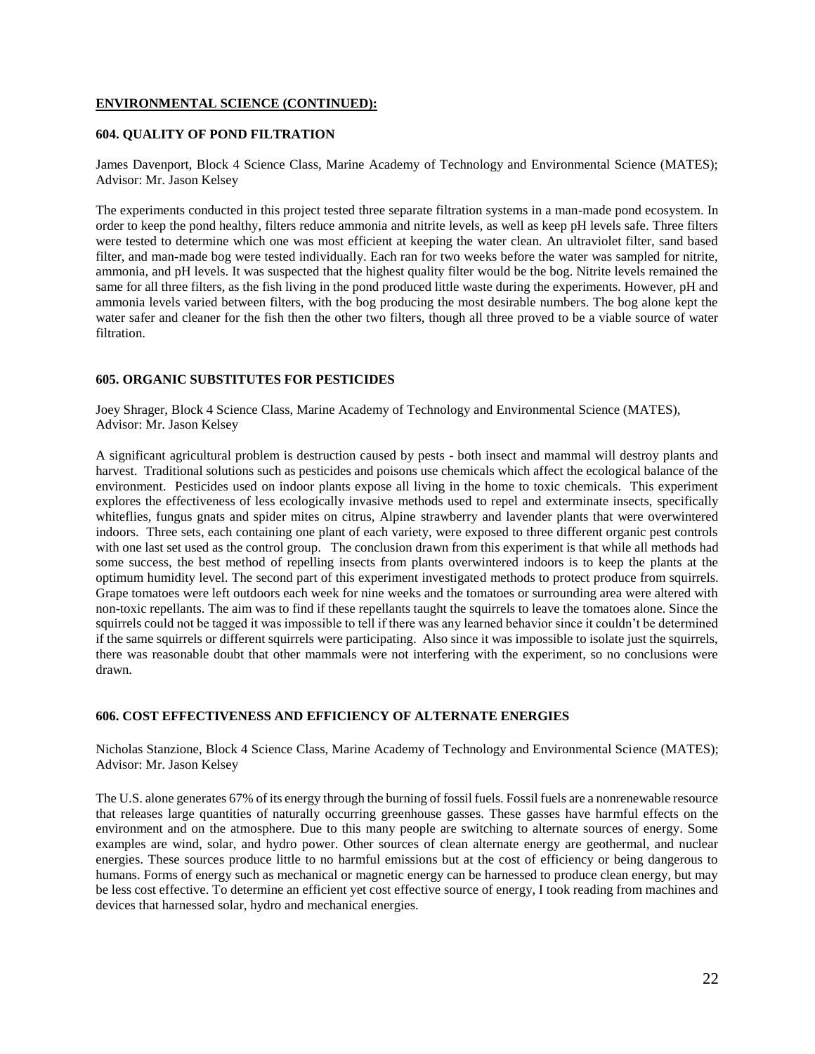## ENVIRONMENTAL SCIENCE (CONTINUED):

### 604. QUALITY OF POND FILTRATION

James Davenport, Block 4 Science Class, Marine Academy of Technology and Environmental Science (MATES); Advisor: Mr. Jason Kelsey

The experiments conducted in this project tested three separate filtration systems in a man-made pond ecosystem. In order to keep the pond healthy, filters reduce ammonia and nitrite levels, as well as keep pH levels safe. Three filters were tested to determine which one was most efficient at keeping the water clean. An ultraviolet filter, sand based filter, and man-made bog were tested individually. Each ran for two weeks before the water was sampled for nitrite, ammonia, and pH levels. It was suspected that the highest quality filter would be the bog. Nitrite levels remained the same for all three filters, as the fish living in the pond produced little waste during the experiments. However, pH and ammonia levels varied between filters, with the bog producing the most desirable numbers. The bog alone kept the water safer and cleaner for the fish then the other two filters, though all three proved to be a viable source of water filtration.

### 605. ORGANIC SUBSTITUTES FOR PESTICIDES

Joey Shrager, Block 4 Science Class, Marine Academy of Technology and Environmental Science (MATES), Advisor: Mr. Jason Kelsey

A significant agricultural problem is destruction caused by pests - both insect and mammal will destroy plants and harvest. Traditional solutions such as pesticides and poisons use chemicals which affect the ecological balance of the environment. Pesticides used on indoor plants expose all living in the home to toxic chemicals. This experiment explores the effectiveness of less ecologically invasive methods used to repel and exterminate insects, specifically whiteflies, fungus gnats and spider mites on citrus, Alpine strawberry and lavender plants that were overwintered indoors. Three sets, each containing one plant of each variety, were exposed to three different organic pest controls with one last set used as the control group. The conclusion drawn from this experiment is that while all methods had some success, the best method of repelling insects from plants overwintered indoors is to keep the plants at the optimum humidity level. The second part of this experiment investigated methods to protect produce from squirrels. Grape tomatoes were left outdoors each week for nine weeks and the tomatoes or surrounding area were altered with non-toxic repellants. The aim was to find if these repellants taught the squirrels to leave the tomatoes alone. Since the squirrels could not be tagged it was impossible to tell if there was any learned behavior since it couldn't be determined if the same squirrels or different squirrels were participating. Also since it was impossible to isolate just the squirrels, there was reasonable doubt that other mammals were not interfering with the experiment, so no conclusions were drawn.

### 606. COST EFFECTIVENESS AND EFFICIENCY OF ALTERNATE ENERGIES

Nicholas Stanzione, Block 4 Science Class, Marine Academy of Technology and Environmental Science (MATES); Advisor: Mr. Jason Kelsey

The U.S. alone generates 67% of its energy through the burning of fossil fuels. Fossil fuels are a nonrenewable resource that releases large quantities of naturally occurring greenhouse gasses. These gasses have harmful effects on the environment and on the atmosphere. Due to this many people are switching to alternate sources of energy. Some examples are wind, solar, and hydro power. Other sources of clean alternate energy are geothermal, and nuclear energies. These sources produce little to no harmful emissions but at the cost of efficiency or being dangerous to humans. Forms of energy such as mechanical or magnetic energy can be harnessed to produce clean energy, but may be less cost effective. To determine an efficient yet cost effective source of energy, I took reading from machines and devices that harnessed solar, hydro and mechanical energies.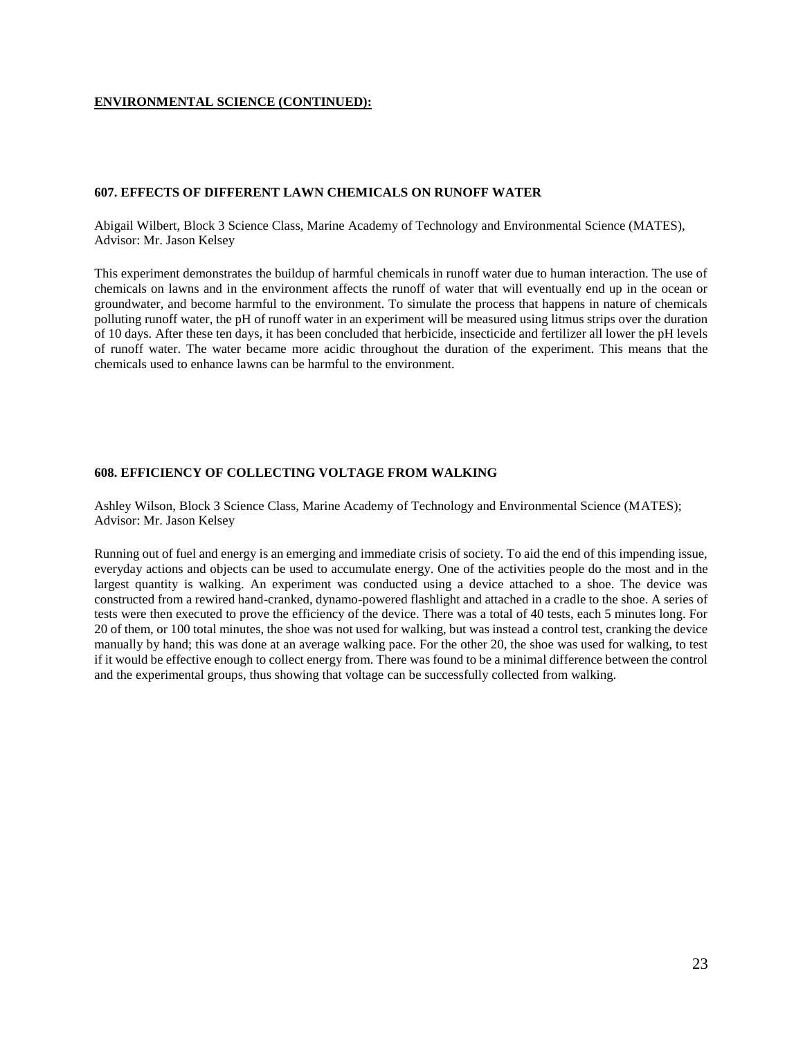**ENVIRONMENTAL SCIENCE (CONTINUED):**

### 607. EFFECTS OF DIFFERENT LAWN CHEMICALS ON RUNOFF WATER

Abigail Wilbert, Block 3 Science Class, Marine Academy of Technology and Environmental Science (MATES), Advisor: Mr. Jason Kelsey

This experiment demonstrates the buildup of harmful chemicals in runoff water due to human interaction. The use of chemicals on lawns and in the environment affects the runoff of water that will eventually end up in the ocean or groundwater, and become harmful to the environment. To simulate the process that happens in nature of chemicals polluting runoff water, the pH of runoff water in an experiment will be measured using litmus strips over the duration of 10 days. After these ten days, it has been concluded that herbicide, insecticide and fertilizer all lower the pH levels of runoff water. The water became more acidic throughout the duration of the experiment. This means that the chemicals used to enhance lawns can be harmful to the environment.

### 608. EFFICIENCY OF COLLECTING VOLTAGE FROM WALKING

Ashley Wilson, Block 3 Science Class, Marine Academy of Technology and Environmental Science (MATES); Advisor: Mr. Jason Kelsey

Running out of fuel and energy is an emerging and immediate crisis of society. To aid the end of this impending issue, everyday actions and objects can be used to accumulate energy. One of the activities people do the most and in the largest quantity is walking. An experiment was conducted using a device attached to a shoe. The device was constructed from a rewired hand-cranked, dynamo-powered flashlight and attached in a cradle to the shoe. A series of tests were then executed to prove the efficiency of the device. There was a total of 40 tests, each 5 minutes long. For 20 of them, or 100 total minutes, the shoe was not used for walking, but was instead a control test, cranking the device manually by hand; this was done at an average walking pace. For the other 20, the shoe was used for walking, to test if it would be effective enough to collect energy from. There was found to be a minimal difference between the control and the experimental groups, thus showing that voltage can be successfully collected from walking.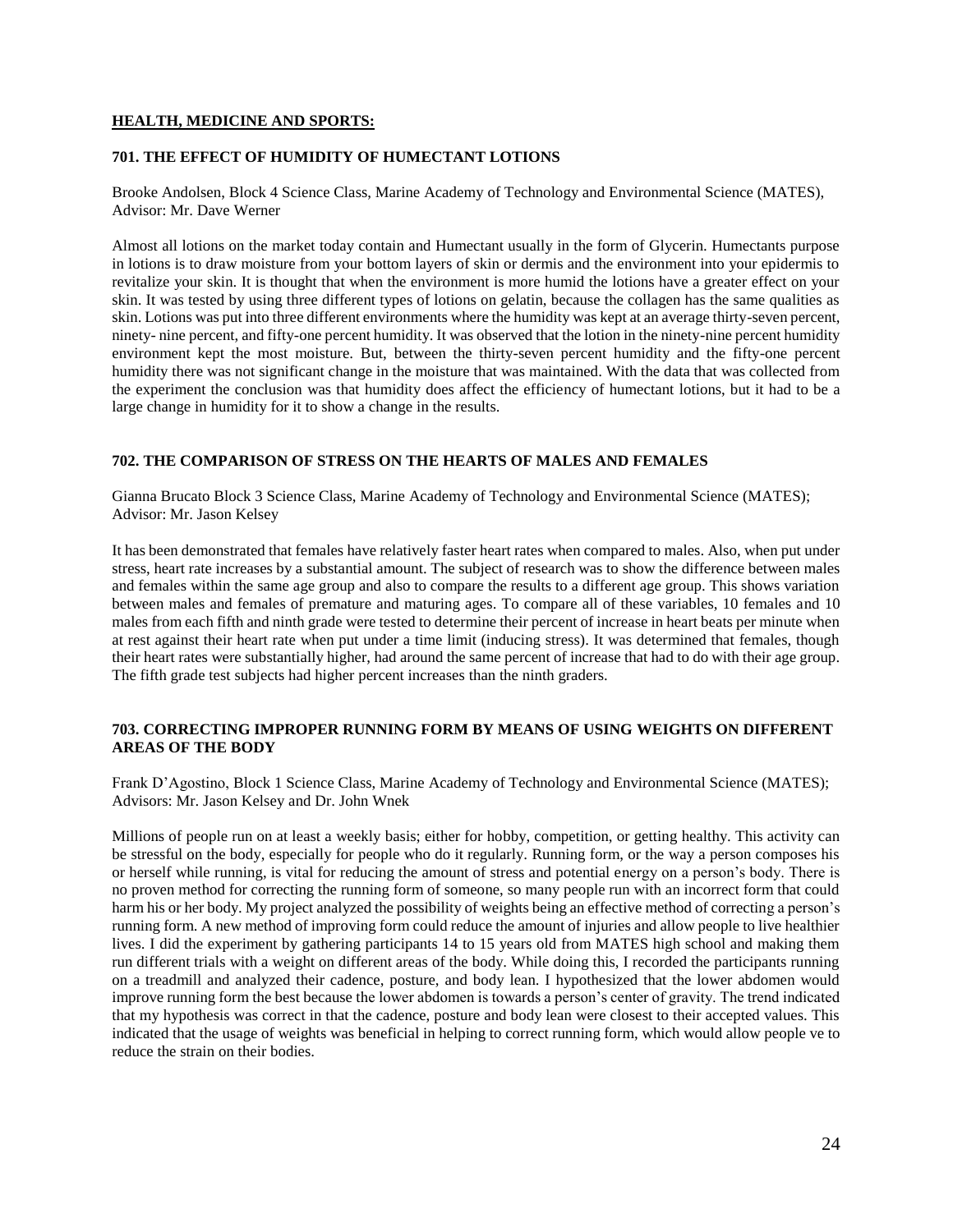## HEALTH, MEDICINE AND SPORTS:

### 701. THE EFFECT OF HUMIDITY OF HUMECTANT LOTIONS

Brooke Andolsen, Block 4 Science Class, Marine Academy of Technology and Environmental Science (MATES), Advisor: Mr. Dave Werner

Almost all lotions on the market today contain and Humectant usually in the form of Glycerin. Humectants purpose in lotions is to draw moisture from your bottom layers of skin or dermis and the environment into your epidermis to revitalize your skin. It is thought that when the environment is more humid the lotions have a greater effect on your skin. It was tested by using three different types of lotions on gelatin, because the collagen has the same qualities as skin. Lotions was put into three different environments where the humidity was kept at an average thirty-seven percent, ninety- nine percent, and fifty-one percent humidity. It was observed that the lotion in the ninety-nine percent humidity environment kept the most moisture. But, between the thirty-seven percent humidity and the fifty-one percent humidity there was not significant change in the moisture that was maintained. With the data that was collected from the experiment the conclusion was that humidity does affect the efficiency of humectant lotions, but it had to be a large change in humidity for it to show a change in the results.

### 702. THE COMPARISON OF STRESS ON THE HEARTS OF MALES AND FEMALES

Gianna Brucato Block 3 Science Class, Marine Academy of Technology and Environmental Science (MATES); Advisor: Mr. Jason Kelsey

It has been demonstrated that females have relatively faster heart rates when compared to males. Also, when put under stress, heart rate increases by a substantial amount. The subject of research was to show the difference between males and females within the same age group and also to compare the results to a different age group. This shows variation between males and females of premature and maturing ages. To compare all of these variables, 10 females and 10 males from each fifth and ninth grade were tested to determine their percent of increase in heart beats per minute when at rest against their heart rate when put under a time limit (inducing stress). It was determined that females, though their heart rates were substantially higher, had around the same percent of increase that had to do with their age group. The fifth grade test subjects had higher percent increases than the ninth graders.

### 703. CORRECTING IMPROPER RUNNING FORM BY MEANS OF USING WEIGHTS ON DIFFERENT AREAS OF THE BODY

Frank D'Agostino, Block 1 Science Class, Marine Academy of Technology and Environmental Science (MATES); Advisors: Mr. Jason Kelsey and Dr. John Wnek

Millions of people run on at least a weekly basis; either for hobby, competition, or getting healthy. This activity can be stressful on the body, especially for people who do it regularly. Running form, or the way a person composes his or herself while running, is vital for reducing the amount of stress and potential energy on a person's body. There is no proven method for correcting the running form of someone, so many people run with an incorrect form that could harm his or her body. My project analyzed the possibility of weights being an effective method of correcting a person's running form. A new method of improving form could reduce the amount of injuries and allow people to live healthier lives. I did the experiment by gathering participants 14 to 15 years old from MATES high school and making them run different trials with a weight on different areas of the body. While doing this, I recorded the participants running on a treadmill and analyzed their cadence, posture, and body lean. I hypothesized that the lower abdomen would improve running form the best because the lower abdomen is towards a person's center of gravity. The trend indicated that my hypothesis was correct in that the cadence, posture and body lean were closest to their accepted values. This indicated that the usage of weights was beneficial in helping to correct running form, which would allow people ve to reduce the strain on their bodies.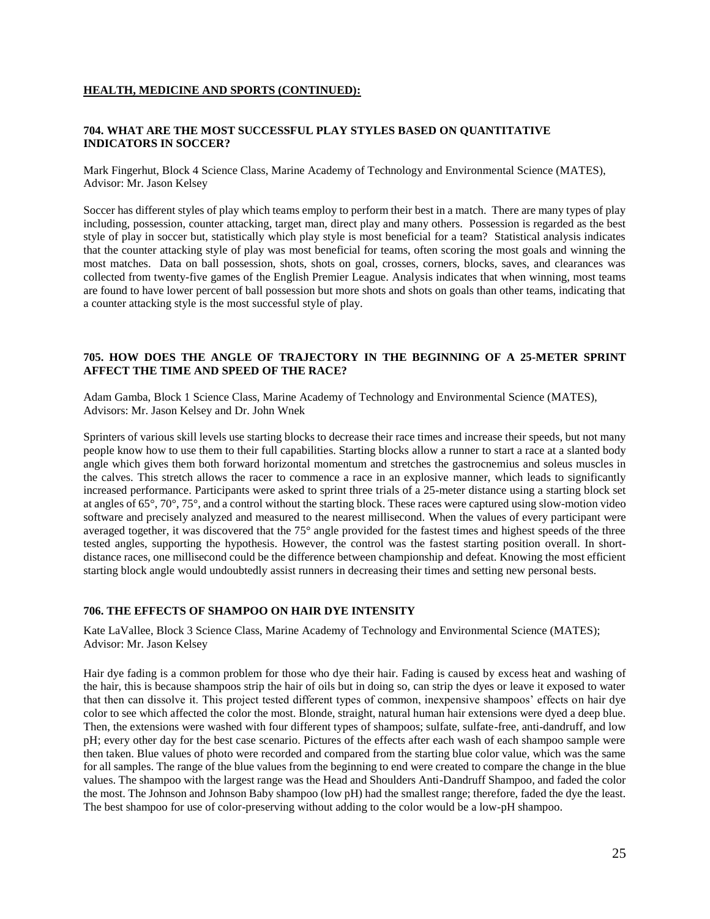## HEALTH, MEDICINE AND SPORTS (CONTINUED):

### 704. WHAT ARE THE MOST SUCCESSFUL PLAY STYLES BASED ON QUANTITATIVE INDICATORS IN SOCCER?

Mark Fingerhut, Block 4 Science Class, Marine Academy of Technology and Environmental Science (MATES), Advisor: Mr. Jason Kelsey

Soccer has different styles of play which teams employ to perform their best in a match. There are many types of play including, possession, counter attacking, target man, direct play and many others. Possession is regarded as the best style of play in soccer but, statistically which play style is most beneficial for a team? Statistical analysis indicates that the counter attacking style of play was most beneficial for teams, often scoring the most goals and winning the most matches. Data on ball possession, shots, shots on goal, crosses, corners, blocks, saves, and clearances was collected from twenty-five games of the English Premier League. Analysis indicates that when winning, most teams are found to have lower percent of ball possession but more shots and shots on goals than other teams, indicating that a counter attacking style is the most successful style of play.

### 705. HOW DOES THE ANGLE OF TRAJECTORY IN THE BEGINNING OF A 25-METER SPRINT AFFECT THE TIME AND SPEED OF THE RACE?

Adam Gamba, Block 1 Science Class, Marine Academy of Technology and Environmental Science (MATES), Advisors: Mr. Jason Kelsey and Dr. John Wnek

Sprinters of various skill levels use starting blocks to decrease their race times and increase their speeds, but not many people know how to use them to their full capabilities. Starting blocks allow a runner to start a race at a slanted body angle which gives them both forward horizontal momentum and stretches the gastrocnemius and soleus muscles in the calves. This stretch allows the racer to commence a race in an explosive manner, which leads to significantly increased performance. Participants were asked to sprint three trials of a 25-meter distance using a starting block set at angles of 65°, 70°, 75°, and a control without the starting block. These races were captured using slow-motion video software and precisely analyzed and measured to the nearest millisecond. When the values of every participant were averaged together, it was discovered that the 75° angle provided for the fastest times and highest speeds of the three tested angles, supporting the hypothesis. However, the control was the fastest starting position overall. In short-distance races, one millisecond could be the difference between championship and defeat. Knowing the most efficient starting block angle would undoubtedly assist runners in decreasing their times and setting new personal bests.

### 706. THE EFFECTS OF SHAMPOO ON HAIR DYE INTENSITY

Kate LaVallee, Block 3 Science Class, Marine Academy of Technology and Environmental Science (MATES); Advisor: Mr. Jason Kelsey

Hair dye fading is a common problem for those who dye their hair. Fading is caused by excess heat and washing of the hair, this is because shampoos strip the hair of oils but in doing so, can strip the dyes or leave it exposed to water that then can dissolve it. This project tested different types of common, inexpensive shampoos' effects on hair dye color to see which affected the color the most. Blonde, straight, natural human hair extensions were dyed a deep blue. Then, the extensions were washed with four different types of shampoos; sulfate, sulfate-free, anti-dandruff, and low pH; every other day for the best case scenario. Pictures of the effects after each wash of each shampoo sample were then taken. Blue values of photo were recorded and compared from the starting blue color value, which was the same for all samples. The range of the blue values from the beginning to end were created to compare the change in the blue values. The shampoo with the largest range was the Head and Shoulders Anti-Dandruff Shampoo, and faded the color the most. The Johnson and Johnson Baby shampoo (low pH) had the smallest range; therefore, faded the dye the least. The best shampoo for use of color-preserving without adding to the color would be a low-pH shampoo.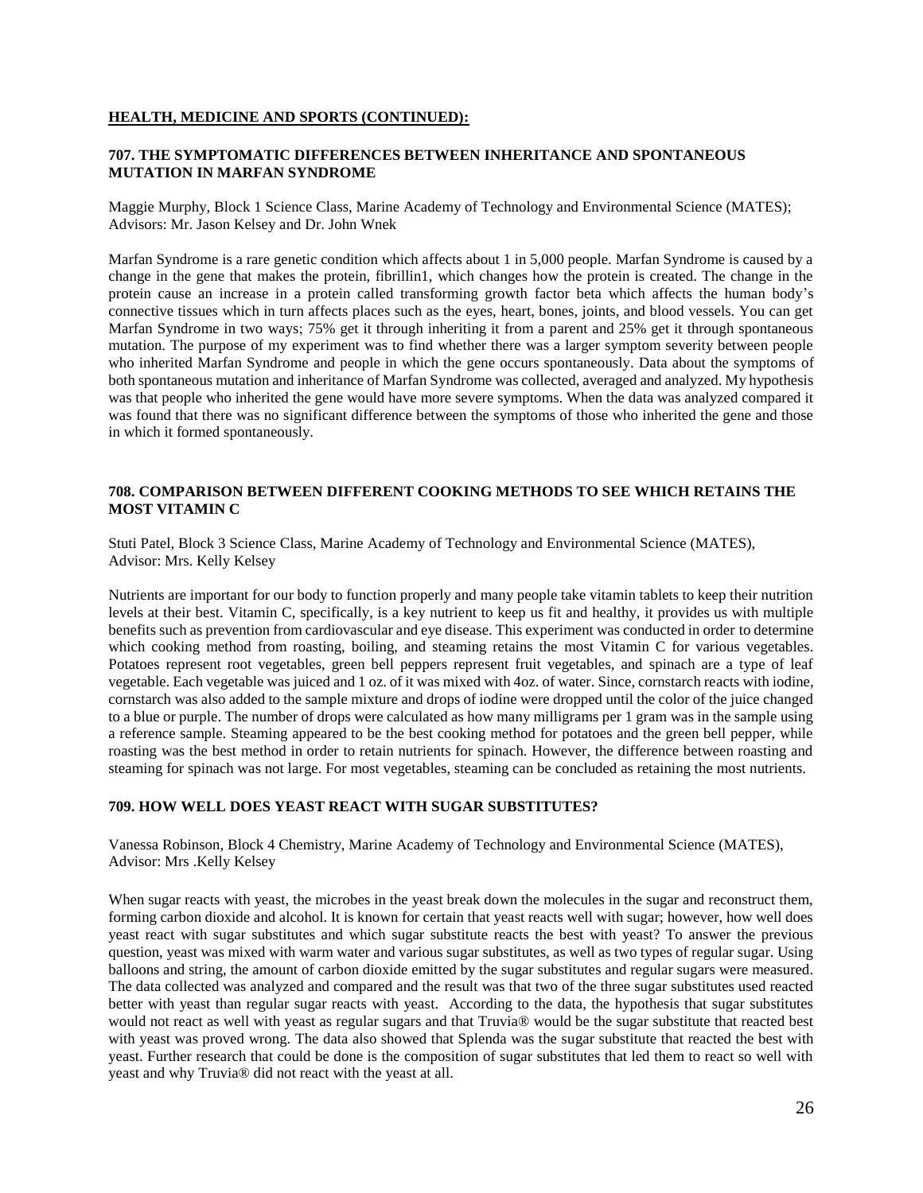**HEALTH, MEDICINE AND SPORTS (CONTINUED):**

### 707. THE SYMPTOMATIC DIFFERENCES BETWEEN INHERITANCE AND SPONTANEOUS MUTATION IN MARFAN SYNDROME

Maggie Murphy, Block 1 Science Class, Marine Academy of Technology and Environmental Science (MATES); Advisors: Mr. Jason Kelsey and Dr. John Wnek

Marfan Syndrome is a rare genetic condition which affects about 1 in 5,000 people. Marfan Syndrome is caused by a change in the gene that makes the protein, fibrillin1, which changes how the protein is created. The change in the protein cause an increase in a protein called transforming growth factor beta which affects the human body's connective tissues which in turn affects places such as the eyes, heart, bones, joints, and blood vessels. You can get Marfan Syndrome in two ways; 75% get it through inheriting it from a parent and 25% get it through spontaneous mutation. The purpose of my experiment was to find whether there was a larger symptom severity between people who inherited Marfan Syndrome and people in which the gene occurs spontaneously. Data about the symptoms of both spontaneous mutation and inheritance of Marfan Syndrome was collected, averaged and analyzed. My hypothesis was that people who inherited the gene would have more severe symptoms. When the data was analyzed compared it was found that there was no significant difference between the symptoms of those who inherited the gene and those in which it formed spontaneously.

### 708. COMPARISON BETWEEN DIFFERENT COOKING METHODS TO SEE WHICH RETAINS THE MOST VITAMIN C

Stuti Patel, Block 3 Science Class, Marine Academy of Technology and Environmental Science (MATES), Advisor: Mrs. Kelly Kelsey

Nutrients are important for our body to function properly and many people take vitamin tablets to keep their nutrition levels at their best. Vitamin C, specifically, is a key nutrient to keep us fit and healthy, it provides us with multiple benefits such as prevention from cardiovascular and eye disease. This experiment was conducted in order to determine which cooking method from roasting, boiling, and steaming retains the most Vitamin C for various vegetables. Potatoes represent root vegetables, green bell peppers represent fruit vegetables, and spinach are a type of leaf vegetable. Each vegetable was juiced and 1 oz. of it was mixed with 4oz. of water. Since, cornstarch reacts with iodine, cornstarch was also added to the sample mixture and drops of iodine were dropped until the color of the juice changed to a blue or purple. The number of drops were calculated as how many milligrams per 1 gram was in the sample using a reference sample. Steaming appeared to be the best cooking method for potatoes and the green bell pepper, while roasting was the best method in order to retain nutrients for spinach. However, the difference between roasting and steaming for spinach was not large. For most vegetables, steaming can be concluded as retaining the most nutrients.

### 709. HOW WELL DOES YEAST REACT WITH SUGAR SUBSTITUTES?

Vanessa Robinson, Block 4 Chemistry, Marine Academy of Technology and Environmental Science (MATES), Advisor: Mrs .Kelly Kelsey

When sugar reacts with yeast, the microbes in the yeast break down the molecules in the sugar and reconstruct them, forming carbon dioxide and alcohol. It is known for certain that yeast reacts well with sugar; however, how well does yeast react with sugar substitutes and which sugar substitute reacts the best with yeast? To answer the previous question, yeast was mixed with warm water and various sugar substitutes, as well as two types of regular sugar. Using balloons and string, the amount of carbon dioxide emitted by the sugar substitutes and regular sugars were measured. The data collected was analyzed and compared and the result was that two of the three sugar substitutes used reacted better with yeast than regular sugar reacts with yeast. According to the data, the hypothesis that sugar substitutes would not react as well with yeast as regular sugars and that Truvia® would be the sugar substitute that reacted best with yeast was proved wrong. The data also showed that Splenda was the sugar substitute that reacted the best with yeast. Further research that could be done is the composition of sugar substitutes that led them to react so well with yeast and why Truvia® did not react with the yeast at all.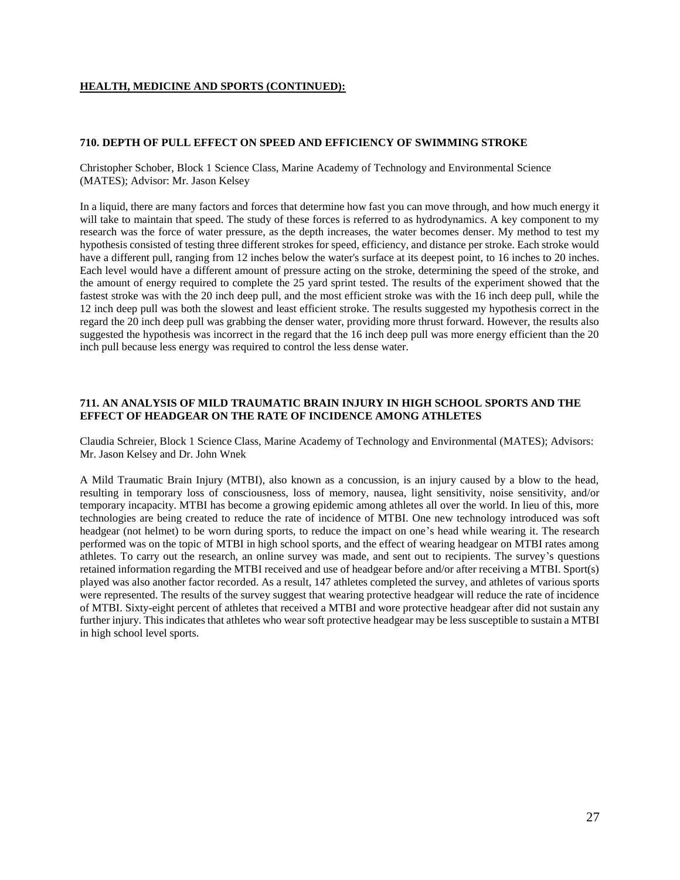## HEALTH, MEDICINE AND SPORTS (CONTINUED):

### 710. DEPTH OF PULL EFFECT ON SPEED AND EFFICIENCY OF SWIMMING STROKE

Christopher Schober, Block 1 Science Class, Marine Academy of Technology and Environmental Science (MATES); Advisor: Mr. Jason Kelsey

In a liquid, there are many factors and forces that determine how fast you can move through, and how much energy it will take to maintain that speed. The study of these forces is referred to as hydrodynamics. A key component to my research was the force of water pressure, as the depth increases, the water becomes denser. My method to test my hypothesis consisted of testing three different strokes for speed, efficiency, and distance per stroke. Each stroke would have a different pull, ranging from 12 inches below the water's surface at its deepest point, to 16 inches to 20 inches. Each level would have a different amount of pressure acting on the stroke, determining the speed of the stroke, and the amount of energy required to complete the 25 yard sprint tested. The results of the experiment showed that the fastest stroke was with the 20 inch deep pull, and the most efficient stroke was with the 16 inch deep pull, while the 12 inch deep pull was both the slowest and least efficient stroke. The results suggested my hypothesis correct in the regard the 20 inch deep pull was grabbing the denser water, providing more thrust forward. However, the results also suggested the hypothesis was incorrect in the regard that the 16 inch deep pull was more energy efficient than the 20 inch pull because less energy was required to control the less dense water.

### 711. AN ANALYSIS OF MILD TRAUMATIC BRAIN INJURY IN HIGH SCHOOL SPORTS AND THE EFFECT OF HEADGEAR ON THE RATE OF INCIDENCE AMONG ATHLETES

Claudia Schreier, Block 1 Science Class, Marine Academy of Technology and Environmental (MATES); Advisors: Mr. Jason Kelsey and Dr. John Wnek

A Mild Traumatic Brain Injury (MTBI), also known as a concussion, is an injury caused by a blow to the head, resulting in temporary loss of consciousness, loss of memory, nausea, light sensitivity, noise sensitivity, and/or temporary incapacity. MTBI has become a growing epidemic among athletes all over the world. In lieu of this, more technologies are being created to reduce the rate of incidence of MTBI. One new technology introduced was soft headgear (not helmet) to be worn during sports, to reduce the impact on one's head while wearing it. The research performed was on the topic of MTBI in high school sports, and the effect of wearing headgear on MTBI rates among athletes. To carry out the research, an online survey was made, and sent out to recipients. The survey's questions retained information regarding the MTBI received and use of headgear before and/or after receiving a MTBI. Sport(s) played was also another factor recorded. As a result, 147 athletes completed the survey, and athletes of various sports were represented. The results of the survey suggest that wearing protective headgear will reduce the rate of incidence of MTBI. Sixty-eight percent of athletes that received a MTBI and wore protective headgear after did not sustain any further injury. This indicates that athletes who wear soft protective headgear may be less susceptible to sustain a MTBI in high school level sports.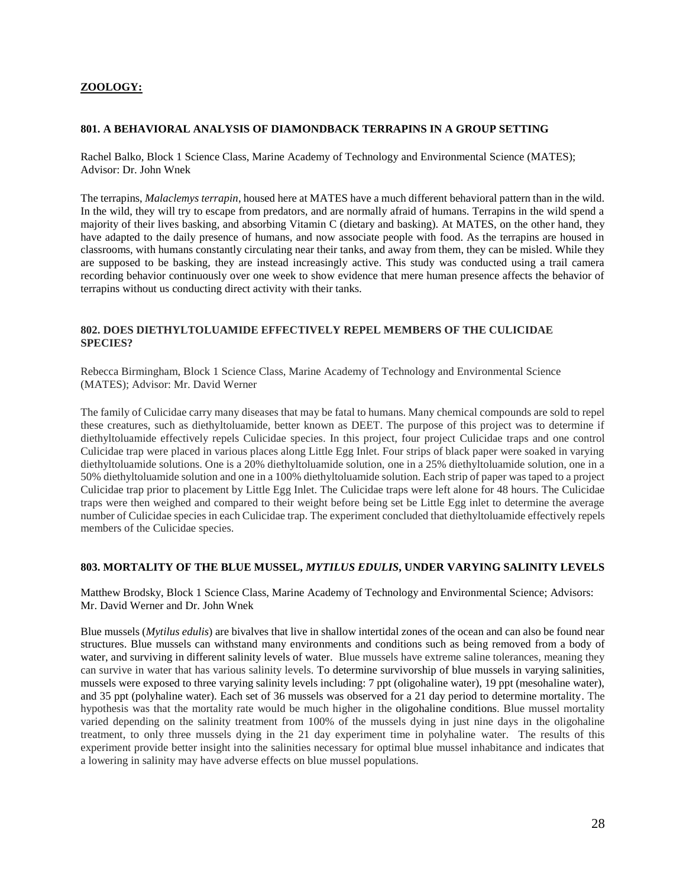## ZOOLOGY:

### 801. A BEHAVIORAL ANALYSIS OF DIAMONDBACK TERRAPINS IN A GROUP SETTING

Rachel Balko, Block 1 Science Class, Marine Academy of Technology and Environmental Science (MATES); Advisor: Dr. John Wnek

The terrapins, *Malaclemys terrapin*, housed here at MATES have a much different behavioral pattern than in the wild. In the wild, they will try to escape from predators, and are normally afraid of humans. Terrapins in the wild spend a majority of their lives basking, and absorbing Vitamin C (dietary and basking). At MATES, on the other hand, they have adapted to the daily presence of humans, and now associate people with food. As the terrapins are housed in classrooms, with humans constantly circulating near their tanks, and away from them, they can be misled. While they are supposed to be basking, they are instead increasingly active. This study was conducted using a trail camera recording behavior continuously over one week to show evidence that mere human presence affects the behavior of terrapins without us conducting direct activity with their tanks.

### 802. DOES DIETHYLTOLUAMIDE EFFECTIVELY REPEL MEMBERS OF THE CULICIDAE SPECIES?

Rebecca Birmingham, Block 1 Science Class, Marine Academy of Technology and Environmental Science (MATES); Advisor: Mr. David Werner

The family of Culicidae carry many diseases that may be fatal to humans. Many chemical compounds are sold to repel these creatures, such as diethyltoluamide, better known as DEET. The purpose of this project was to determine if diethyltoluamide effectively repels Culicidae species. In this project, four project Culicidae traps and one control Culicidae trap were placed in various places along Little Egg Inlet. Four strips of black paper were soaked in varying diethyltoluamide solutions. One is a 20% diethyltoluamide solution, one in a 25% diethyltoluamide solution, one in a 50% diethyltoluamide solution and one in a 100% diethyltoluamide solution. Each strip of paper was taped to a project Culicidae trap prior to placement by Little Egg Inlet. The Culicidae traps were left alone for 48 hours. The Culicidae traps were then weighed and compared to their weight before being set be Little Egg inlet to determine the average number of Culicidae species in each Culicidae trap. The experiment concluded that diethyltoluamide effectively repels members of the Culicidae species.

### 803. MORTALITY OF THE BLUE MUSSEL, *MYTILUS EDULIS*, UNDER VARYING SALINITY LEVELS

Matthew Brodsky, Block 1 Science Class, Marine Academy of Technology and Environmental Science; Advisors: Mr. David Werner and Dr. John Wnek

Blue mussels (*Mytilus edulis*) are bivalves that live in shallow intertidal zones of the ocean and can also be found near structures. Blue mussels can withstand many environments and conditions such as being removed from a body of water, and surviving in different salinity levels of water. Blue mussels have extreme saline tolerances, meaning they can survive in water that has various salinity levels. To determine survivorship of blue mussels in varying salinities, mussels were exposed to three varying salinity levels including: 7 ppt (oligohaline water), 19 ppt (mesohaline water), and 35 ppt (polyhaline water). Each set of 36 mussels was observed for a 21 day period to determine mortality. The hypothesis was that the mortality rate would be much higher in the oligohaline conditions. Blue mussel mortality varied depending on the salinity treatment from 100% of the mussels dying in just nine days in the oligohaline treatment, to only three mussels dying in the 21 day experiment time in polyhaline water. The results of this experiment provide better insight into the salinities necessary for optimal blue mussel inhabitance and indicates that a lowering in salinity may have adverse effects on blue mussel populations.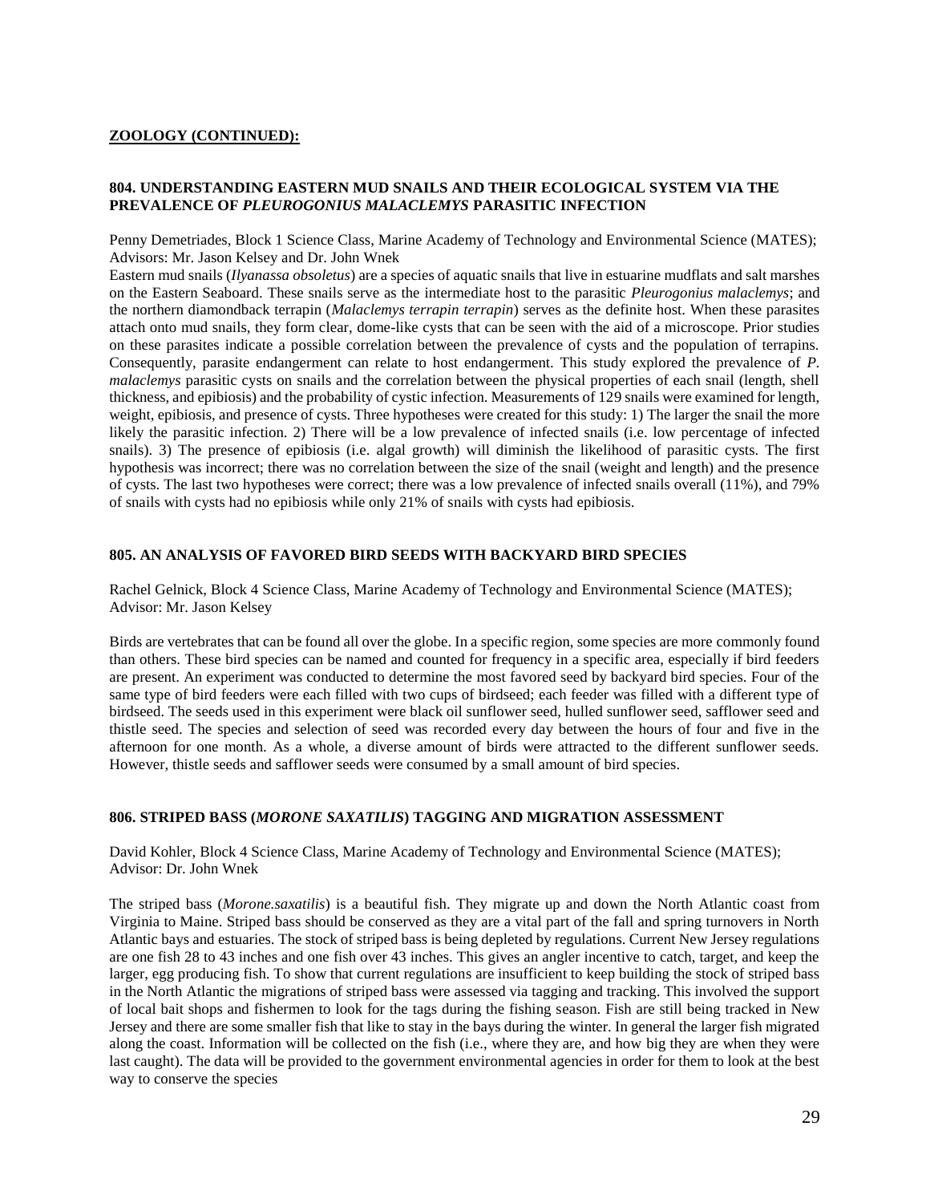**ZOOLOGY (CONTINUED):**

### 804. UNDERSTANDING EASTERN MUD SNAILS AND THEIR ECOLOGICAL SYSTEM VIA THE PREVALENCE OF *PLEUROGONIUS MALACLEMYS* PARASITIC INFECTION

Penny Demetriades, Block 1 Science Class, Marine Academy of Technology and Environmental Science (MATES); Advisors: Mr. Jason Kelsey and Dr. John Wnek

Eastern mud snails (*Ilyanassa obsoletus*) are a species of aquatic snails that live in estuarine mudflats and salt marshes on the Eastern Seaboard. These snails serve as the intermediate host to the parasitic *Pleurogonius malaclemys*; and the northern diamondback terrapin (*Malaclemys terrapin terrapin*) serves as the definite host. When these parasites attach onto mud snails, they form clear, dome-like cysts that can be seen with the aid of a microscope. Prior studies on these parasites indicate a possible correlation between the prevalence of cysts and the population of terrapins. Consequently, parasite endangerment can relate to host endangerment. This study explored the prevalence of *P. malaclemys* parasitic cysts on snails and the correlation between the physical properties of each snail (length, shell thickness, and epibiosis) and the probability of cystic infection. Measurements of 129 snails were examined for length, weight, epibiosis, and presence of cysts. Three hypotheses were created for this study: 1) The larger the snail the more likely the parasitic infection. 2) There will be a low prevalence of infected snails (i.e. low percentage of infected snails). 3) The presence of epibiosis (i.e. algal growth) will diminish the likelihood of parasitic cysts. The first hypothesis was incorrect; there was no correlation between the size of the snail (weight and length) and the presence of cysts. The last two hypotheses were correct; there was a low prevalence of infected snails overall (11%), and 79% of snails with cysts had no epibiosis while only 21% of snails with cysts had epibiosis.

### 805. AN ANALYSIS OF FAVORED BIRD SEEDS WITH BACKYARD BIRD SPECIES

Rachel Gelnick, Block 4 Science Class, Marine Academy of Technology and Environmental Science (MATES); Advisor: Mr. Jason Kelsey

Birds are vertebrates that can be found all over the globe. In a specific region, some species are more commonly found than others. These bird species can be named and counted for frequency in a specific area, especially if bird feeders are present. An experiment was conducted to determine the most favored seed by backyard bird species. Four of the same type of bird feeders were each filled with two cups of birdseed; each feeder was filled with a different type of birdseed. The seeds used in this experiment were black oil sunflower seed, hulled sunflower seed, safflower seed and thistle seed. The species and selection of seed was recorded every day between the hours of four and five in the afternoon for one month. As a whole, a diverse amount of birds were attracted to the different sunflower seeds. However, thistle seeds and safflower seeds were consumed by a small amount of bird species.

### 806. STRIPED BASS (*MORONE SAXATILIS*) TAGGING AND MIGRATION ASSESSMENT

David Kohler, Block 4 Science Class, Marine Academy of Technology and Environmental Science (MATES); Advisor: Dr. John Wnek

The striped bass (*Morone.saxatilis*) is a beautiful fish. They migrate up and down the North Atlantic coast from Virginia to Maine. Striped bass should be conserved as they are a vital part of the fall and spring turnovers in North Atlantic bays and estuaries. The stock of striped bass is being depleted by regulations. Current New Jersey regulations are one fish 28 to 43 inches and one fish over 43 inches. This gives an angler incentive to catch, target, and keep the larger, egg producing fish. To show that current regulations are insufficient to keep building the stock of striped bass in the North Atlantic the migrations of striped bass were assessed via tagging and tracking. This involved the support of local bait shops and fishermen to look for the tags during the fishing season. Fish are still being tracked in New Jersey and there are some smaller fish that like to stay in the bays during the winter. In general the larger fish migrated along the coast. Information will be collected on the fish (i.e., where they are, and how big they are when they were last caught). The data will be provided to the government environmental agencies in order for them to look at the best way to conserve the species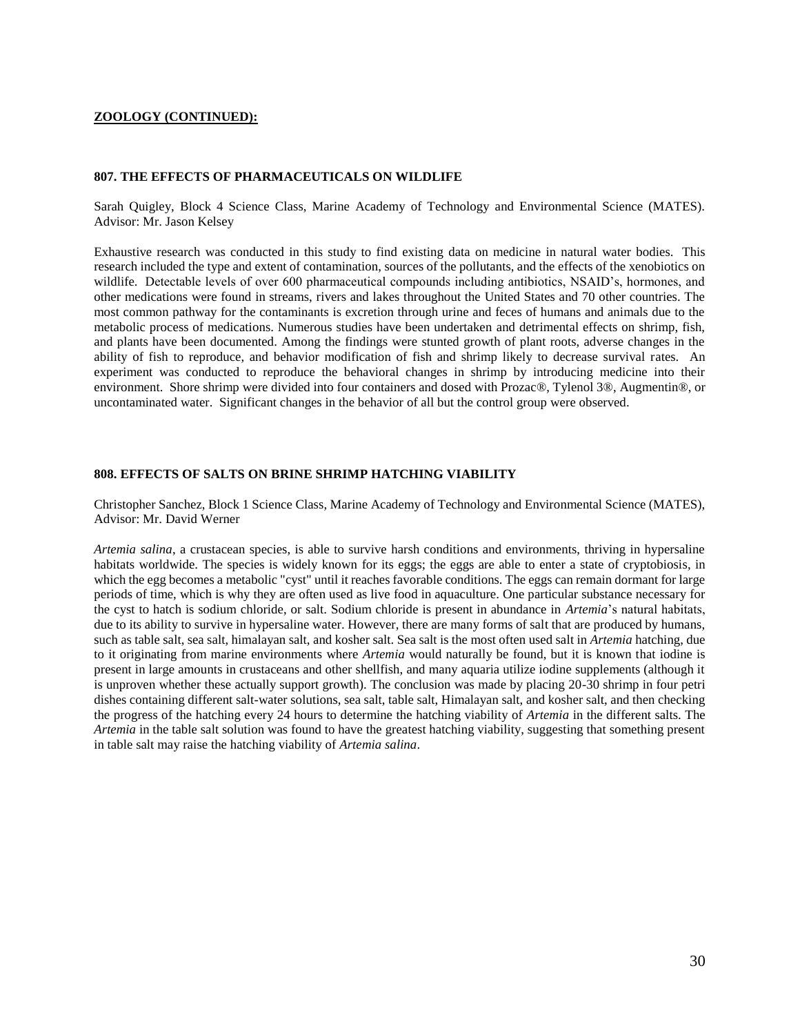## ZOOLOGY (CONTINUED):

### 807. THE EFFECTS OF PHARMACEUTICALS ON WILDLIFE

Sarah Quigley, Block 4 Science Class, Marine Academy of Technology and Environmental Science (MATES). Advisor: Mr. Jason Kelsey

Exhaustive research was conducted in this study to find existing data on medicine in natural water bodies. This research included the type and extent of contamination, sources of the pollutants, and the effects of the xenobiotics on wildlife. Detectable levels of over 600 pharmaceutical compounds including antibiotics, NSAID's, hormones, and other medications were found in streams, rivers and lakes throughout the United States and 70 other countries. The most common pathway for the contaminants is excretion through urine and feces of humans and animals due to the metabolic process of medications. Numerous studies have been undertaken and detrimental effects on shrimp, fish, and plants have been documented. Among the findings were stunted growth of plant roots, adverse changes in the ability of fish to reproduce, and behavior modification of fish and shrimp likely to decrease survival rates. An experiment was conducted to reproduce the behavioral changes in shrimp by introducing medicine into their environment. Shore shrimp were divided into four containers and dosed with Prozac®, Tylenol 3®, Augmentin®, or uncontaminated water. Significant changes in the behavior of all but the control group were observed.

### 808. EFFECTS OF SALTS ON BRINE SHRIMP HATCHING VIABILITY

Christopher Sanchez, Block 1 Science Class, Marine Academy of Technology and Environmental Science (MATES), Advisor: Mr. David Werner

*Artemia salina*, a crustacean species, is able to survive harsh conditions and environments, thriving in hypersaline habitats worldwide. The species is widely known for its eggs; the eggs are able to enter a state of cryptobiosis, in which the egg becomes a metabolic "cyst" until it reaches favorable conditions. The eggs can remain dormant for large periods of time, which is why they are often used as live food in aquaculture. One particular substance necessary for the cyst to hatch is sodium chloride, or salt. Sodium chloride is present in abundance in *Artemia*'s natural habitats, due to its ability to survive in hypersaline water. However, there are many forms of salt that are produced by humans, such as table salt, sea salt, himalayan salt, and kosher salt. Sea salt is the most often used salt in *Artemia* hatching, due to it originating from marine environments where *Artemia* would naturally be found, but it is known that iodine is present in large amounts in crustaceans and other shellfish, and many aquaria utilize iodine supplements (although it is unproven whether these actually support growth). The conclusion was made by placing 20-30 shrimp in four petri dishes containing different salt-water solutions, sea salt, table salt, Himalayan salt, and kosher salt, and then checking the progress of the hatching every 24 hours to determine the hatching viability of *Artemia* in the different salts. The *Artemia* in the table salt solution was found to have the greatest hatching viability, suggesting that something present in table salt may raise the hatching viability of *Artemia salina*.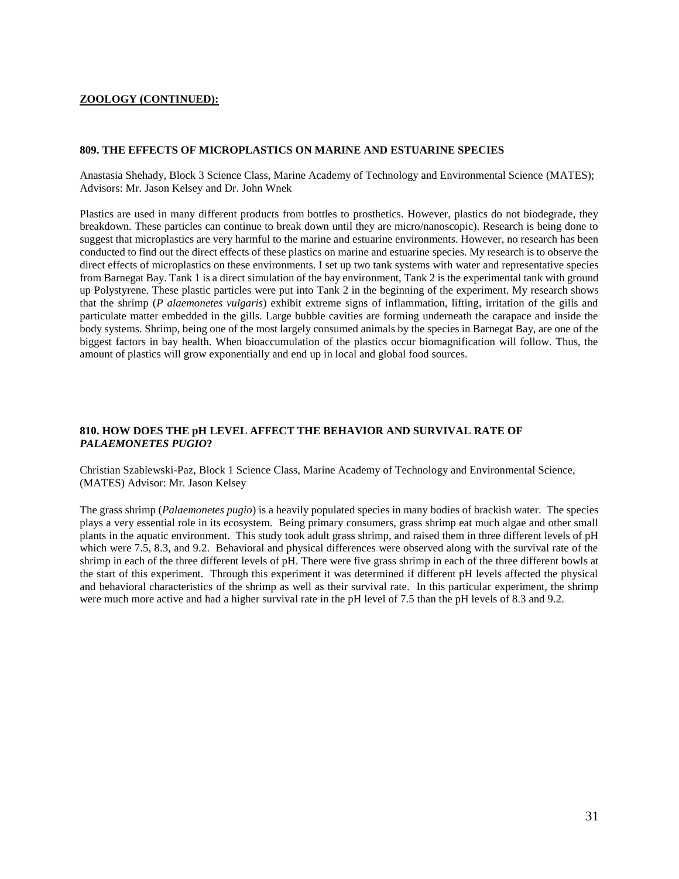**ZOOLOGY (CONTINUED):**

### 809. THE EFFECTS OF MICROPLASTICS ON MARINE AND ESTUARINE SPECIES

Anastasia Shehady, Block 3 Science Class, Marine Academy of Technology and Environmental Science (MATES); Advisors: Mr. Jason Kelsey and Dr. John Wnek

Plastics are used in many different products from bottles to prosthetics. However, plastics do not biodegrade, they breakdown. These particles can continue to break down until they are micro/nanoscopic). Research is being done to suggest that microplastics are very harmful to the marine and estuarine environments. However, no research has been conducted to find out the direct effects of these plastics on marine and estuarine species. My research is to observe the direct effects of microplastics on these environments. I set up two tank systems with water and representative species from Barnegat Bay. Tank 1 is a direct simulation of the bay environment, Tank 2 is the experimental tank with ground up Polystyrene. These plastic particles were put into Tank 2 in the beginning of the experiment. My research shows that the shrimp (*P alaemonetes vulgaris*) exhibit extreme signs of inflammation, lifting, irritation of the gills and particulate matter embedded in the gills. Large bubble cavities are forming underneath the carapace and inside the body systems. Shrimp, being one of the most largely consumed animals by the species in Barnegat Bay, are one of the biggest factors in bay health. When bioaccumulation of the plastics occur biomagnification will follow. Thus, the amount of plastics will grow exponentially and end up in local and global food sources.

### 810. HOW DOES THE pH LEVEL AFFECT THE BEHAVIOR AND SURVIVAL RATE OF *PALAEMONETES PUGIO*?

Christian Szablewski-Paz, Block 1 Science Class, Marine Academy of Technology and Environmental Science, (MATES) Advisor: Mr. Jason Kelsey

The grass shrimp (*Palaemonetes pugio*) is a heavily populated species in many bodies of brackish water. The species plays a very essential role in its ecosystem. Being primary consumers, grass shrimp eat much algae and other small plants in the aquatic environment. This study took adult grass shrimp, and raised them in three different levels of pH which were 7.5, 8.3, and 9.2. Behavioral and physical differences were observed along with the survival rate of the shrimp in each of the three different levels of pH. There were five grass shrimp in each of the three different bowls at the start of this experiment. Through this experiment it was determined if different pH levels affected the physical and behavioral characteristics of the shrimp as well as their survival rate. In this particular experiment, the shrimp were much more active and had a higher survival rate in the pH level of 7.5 than the pH levels of 8.3 and 9.2.